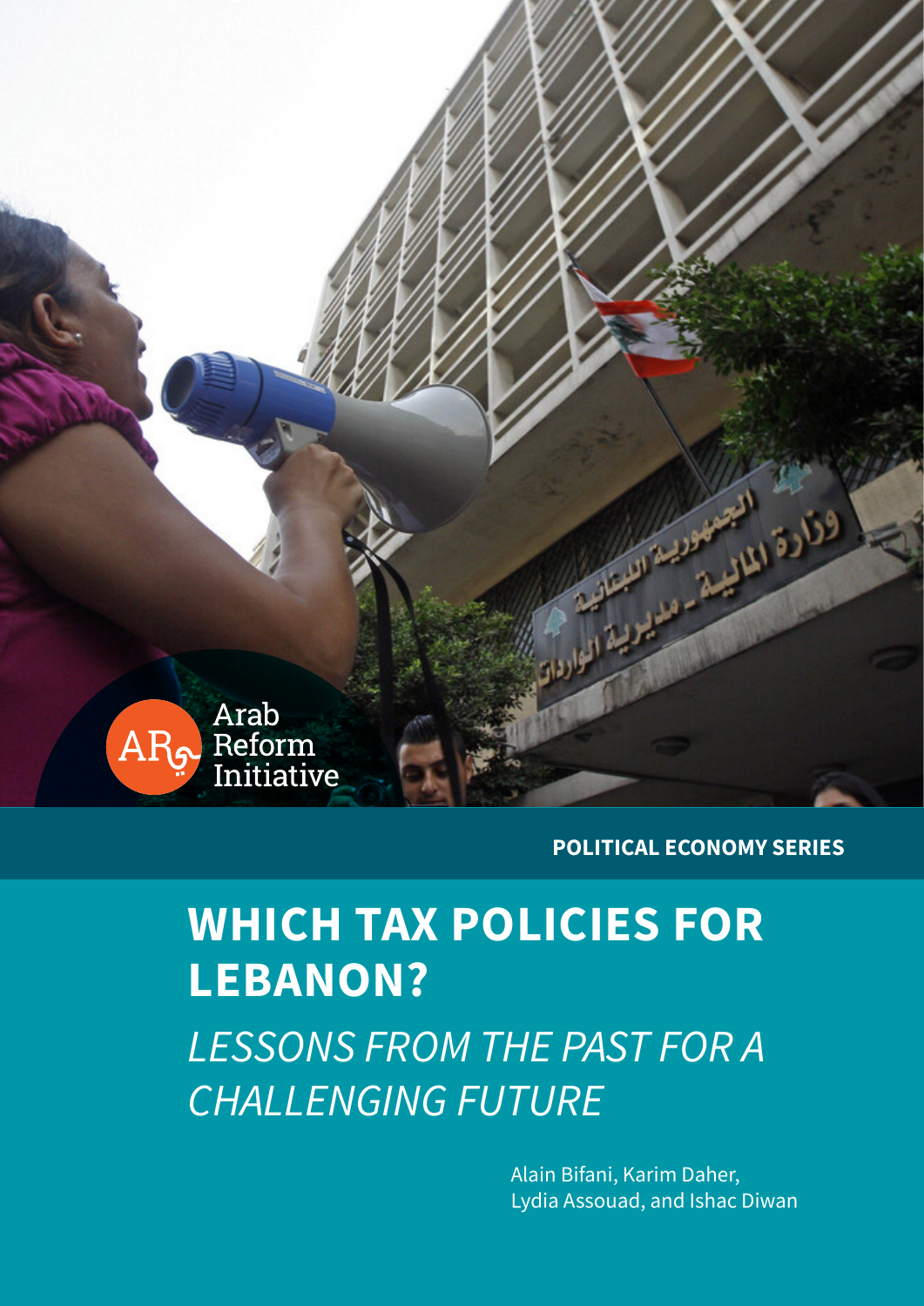Arab Reform Initiative

POLITICAL ECONOMY SERIES

# WHICH TAX POLICIES FOR LEBANON?

## *LESSONS FROM THE PAST FOR A CHALLENGING FUTURE*

Alain Bifani, Karim Daher, Lydia Assouad, and Ishac Diwan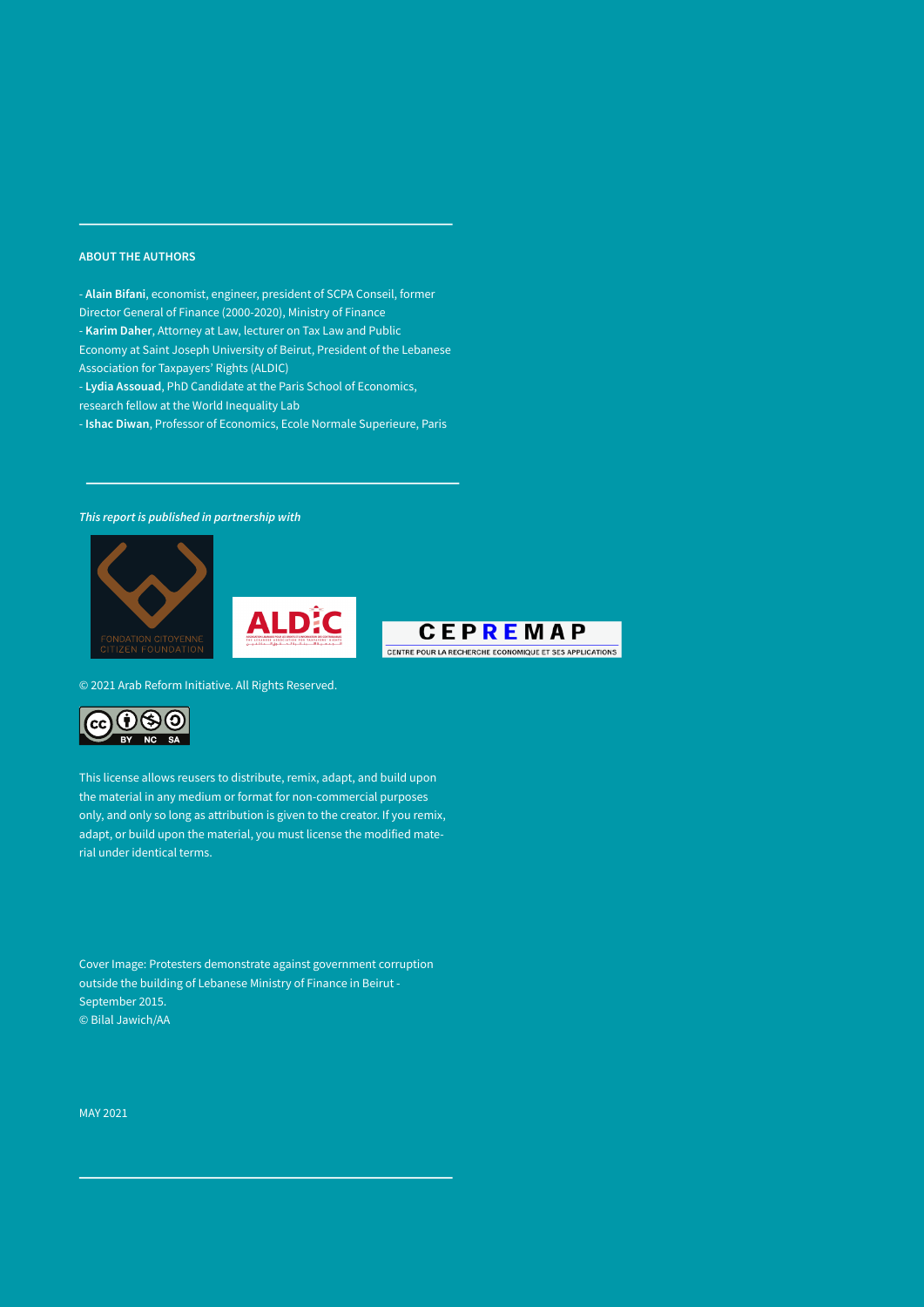### ABOUT THE AUTHORS

- **Alain Bifani**, economist, engineer, president of SCPA Conseil, former Director General of Finance (2000-2020), Ministry of Finance
- **Karim Daher**, Attorney at Law, lecturer on Tax Law and Public Economy at Saint Joseph University of Beirut, President of the Lebanese Association for Taxpayers' Rights (ALDIC)
- **Lydia Assouad**, PhD Candidate at the Paris School of Economics, research fellow at the World Inequality Lab
- **Ishac Diwan**, Professor of Economics, Ecole Normale Superieure, Paris

*This report is published in partnership with*

FONDATION CITOYENNE
CITIZEN FOUNDATION

ALDIC

CEPREMAP
CENTRE POUR LA RECHERCHE ECONOMIQUE ET SES APPLICATIONS

© 2021 Arab Reform Initiative. All Rights Reserved.

CC BY NC SA

This license allows reusers to distribute, remix, adapt, and build upon the material in any medium or format for non-commercial purposes only, and only so long as attribution is given to the creator. If you remix, adapt, or build upon the material, you must license the modified material under identical terms.

Cover Image: Protesters demonstrate against government corruption outside the building of Lebanese Ministry of Finance in Beirut - September 2015.
© Bilal Jawich/AA

MAY 2021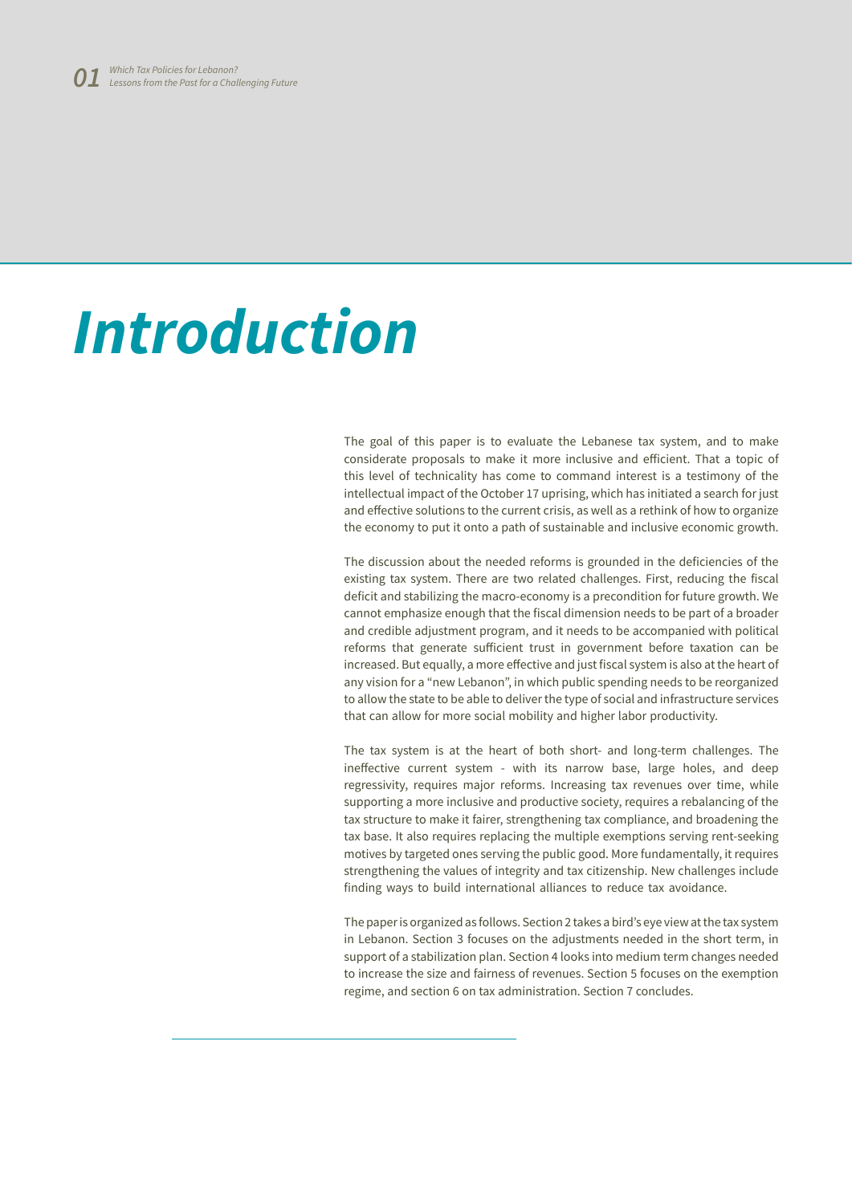# Introduction

The goal of this paper is to evaluate the Lebanese tax system, and to make considerate proposals to make it more inclusive and efficient. That a topic of this level of technicality has come to command interest is a testimony of the intellectual impact of the October 17 uprising, which has initiated a search for just and effective solutions to the current crisis, as well as a rethink of how to organize the economy to put it onto a path of sustainable and inclusive economic growth.

The discussion about the needed reforms is grounded in the deficiencies of the existing tax system. There are two related challenges. First, reducing the fiscal deficit and stabilizing the macro-economy is a precondition for future growth. We cannot emphasize enough that the fiscal dimension needs to be part of a broader and credible adjustment program, and it needs to be accompanied with political reforms that generate sufficient trust in government before taxation can be increased. But equally, a more effective and just fiscal system is also at the heart of any vision for a "new Lebanon", in which public spending needs to be reorganized to allow the state to be able to deliver the type of social and infrastructure services that can allow for more social mobility and higher labor productivity.

The tax system is at the heart of both short- and long-term challenges. The ineffective current system - with its narrow base, large holes, and deep regressivity, requires major reforms. Increasing tax revenues over time, while supporting a more inclusive and productive society, requires a rebalancing of the tax structure to make it fairer, strengthening tax compliance, and broadening the tax base. It also requires replacing the multiple exemptions serving rent-seeking motives by targeted ones serving the public good. More fundamentally, it requires strengthening the values of integrity and tax citizenship. New challenges include finding ways to build international alliances to reduce tax avoidance.

The paper is organized as follows. Section 2 takes a bird's eye view at the tax system in Lebanon. Section 3 focuses on the adjustments needed in the short term, in support of a stabilization plan. Section 4 looks into medium term changes needed to increase the size and fairness of revenues. Section 5 focuses on the exemption regime, and section 6 on tax administration. Section 7 concludes.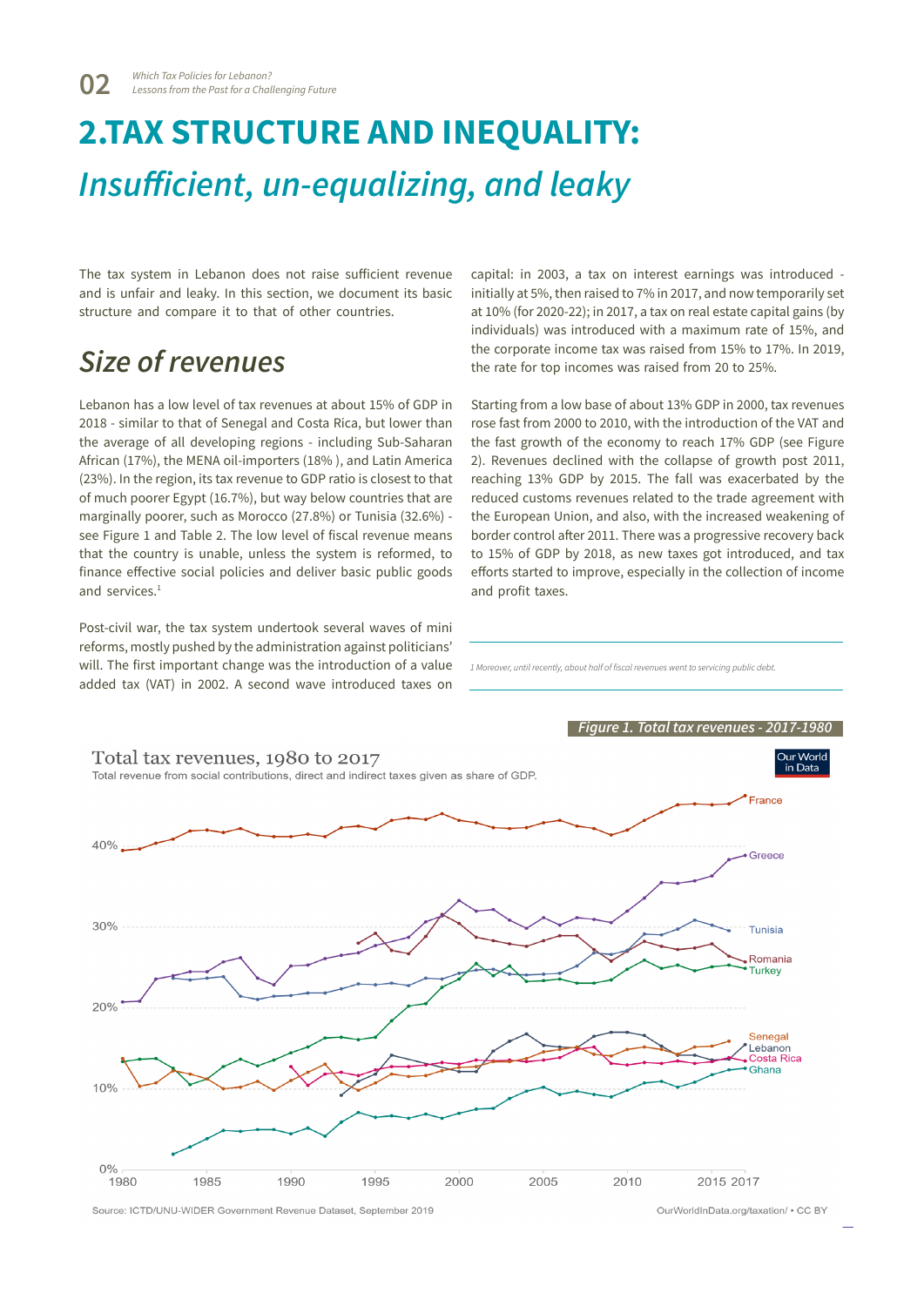# 2.TAX STRUCTURE AND INEQUALITY:

## *Insufficient, un-equalizing, and leaky*

The tax system in Lebanon does not raise sufficient revenue and is unfair and leaky. In this section, we document its basic structure and compare it to that of other countries.

## *Size of revenues*

Lebanon has a low level of tax revenues at about 15% of GDP in 2018 - similar to that of Senegal and Costa Rica, but lower than the average of all developing regions - including Sub-Saharan African (17%), the MENA oil-importers (18% ), and Latin America (23%). In the region, its tax revenue to GDP ratio is closest to that of much poorer Egypt (16.7%), but way below countries that are marginally poorer, such as Morocco (27.8%) or Tunisia (32.6%) - see Figure 1 and Table 2. The low level of fiscal revenue means that the country is unable, unless the system is reformed, to finance effective social policies and deliver basic public goods and services.[1]

Post-civil war, the tax system undertook several waves of mini reforms, mostly pushed by the administration against politicians' will. The first important change was the introduction of a value added tax (VAT) in 2002. A second wave introduced taxes on capital: in 2003, a tax on interest earnings was introduced - initially at 5%, then raised to 7% in 2017, and now temporarily set at 10% (for 2020-22); in 2017, a tax on real estate capital gains (by individuals) was introduced with a maximum rate of 15%, and the corporate income tax was raised from 15% to 17%. In 2019, the rate for top incomes was raised from 20 to 25%.

Starting from a low base of about 13% GDP in 2000, tax revenues rose fast from 2000 to 2010, with the introduction of the VAT and the fast growth of the economy to reach 17% GDP (see Figure 2). Revenues declined with the collapse of growth post 2011, reaching 13% GDP by 2015. The fall was exacerbated by the reduced customs revenues related to the trade agreement with the European Union, and also, with the increased weakening of border control after 2011. There was a progressive recovery back to 15% of GDP by 2018, as new taxes got introduced, and tax efforts started to improve, especially in the collection of income and profit taxes.

*1 Moreover, until recently, about half of fiscal revenues went to servicing public debt.*

***Figure 1. Total tax revenues - 2017-1980***

Total tax revenues, 1980 to 2017
Total revenue from social contributions, direct and indirect taxes given as share of GDP.

Our World in Data

France
Greece
Tunisia
Romania
Turkey
Senegal
Lebanon
Costa Rica
Ghana

40%
30%
20%
10%
0%

1980 1985 1990 1995 2000 2005 2010 2015 2017

Source: ICTD/UNU-WIDER Government Revenue Dataset, September 2019

OurWorldInData.org/taxation/ • CC BY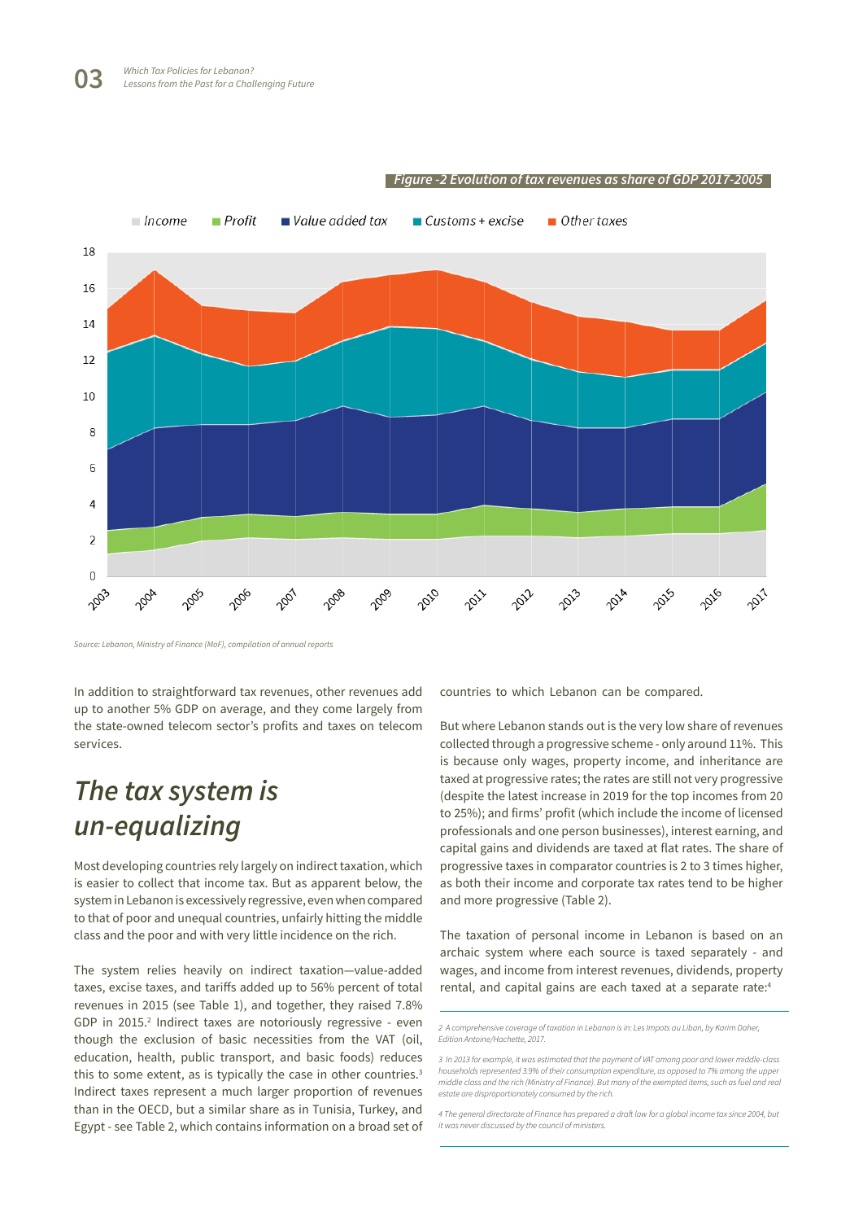*Figure -2 Evolution of tax revenues as share of GDP 2017-2005*

Income
Profit
Value added tax
Customs + excise
Other taxes

18
16
14
12
10
8
6
4
2
0

2003
2004
2005
2006
2007
2008
2009
2010
2011
2012
2013
2014
2015
2016
2017

*Source: Lebanon, Ministry of Finance (MoF), compilation of annual reports*

In addition to straightforward tax revenues, other revenues add up to another 5% GDP on average, and they come largely from the state-owned telecom sector's profits and taxes on telecom services.

## *The tax system is un-equalizing*

Most developing countries rely largely on indirect taxation, which is easier to collect that income tax. But as apparent below, the system in Lebanon is excessively regressive, even when compared to that of poor and unequal countries, unfairly hitting the middle class and the poor and with very little incidence on the rich.

The system relies heavily on indirect taxation—value-added taxes, excise taxes, and tariffs added up to 56% percent of total revenues in 2015 (see Table 1), and together, they raised 7.8% GDP in 2015.[2] Indirect taxes are notoriously regressive - even though the exclusion of basic necessities from the VAT (oil, education, health, public transport, and basic foods) reduces this to some extent, as is typically the case in other countries.[3] Indirect taxes represent a much larger proportion of revenues than in the OECD, but a similar share as in Tunisia, Turkey, and Egypt - see Table 2, which contains information on a broad set of countries to which Lebanon can be compared.

But where Lebanon stands out is the very low share of revenues collected through a progressive scheme - only around 11%. This is because only wages, property income, and inheritance are taxed at progressive rates; the rates are still not very progressive (despite the latest increase in 2019 for the top incomes from 20 to 25%); and firms' profit (which include the income of licensed professionals and one person businesses), interest earning, and capital gains and dividends are taxed at flat rates. The share of progressive taxes in comparator countries is 2 to 3 times higher, as both their income and corporate tax rates tend to be higher and more progressive (Table 2).

The taxation of personal income in Lebanon is based on an archaic system where each source is taxed separately - and wages, and income from interest revenues, dividends, property rental, and capital gains are each taxed at a separate rate:[4]

*2 A comprehensive coverage of taxation in Lebanon is in: Les Impots au Liban, by Karim Daher, Edition Antoine/Hachette, 2017.*

*3 In 2013 for example, it was estimated that the payment of VAT among poor and lower middle-class households represented 3.9% of their consumption expenditure, as opposed to 7% among the upper middle class and the rich (Ministry of Finance). But many of the exempted items, such as fuel and real estate are disproportionately consumed by the rich.*

*4 The general directorate of Finance has prepared a draft law for a global income tax since 2004, but it was never discussed by the council of ministers.*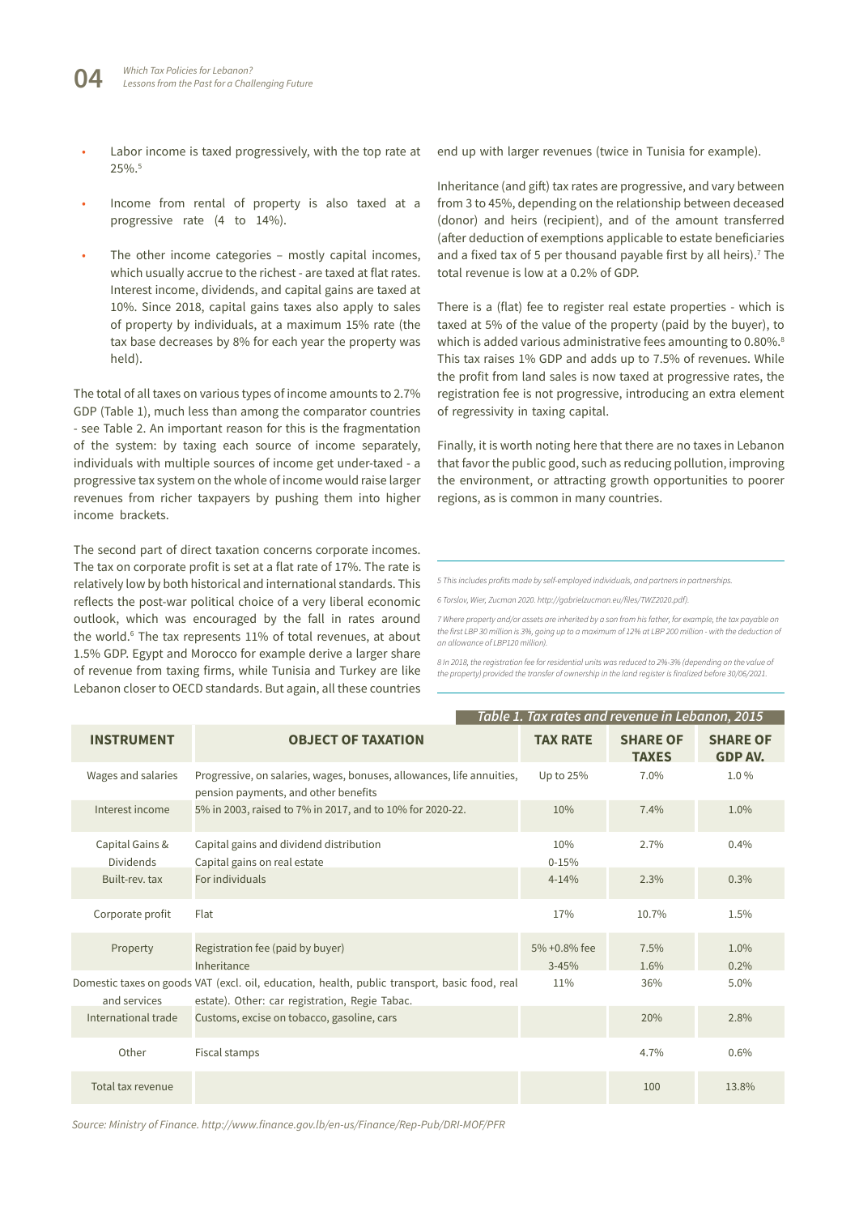- Labor income is taxed progressively, with the top rate at 25%.[5]
- Income from rental of property is also taxed at a progressive rate (4 to 14%).
- The other income categories – mostly capital incomes, which usually accrue to the richest - are taxed at flat rates. Interest income, dividends, and capital gains are taxed at 10%. Since 2018, capital gains taxes also apply to sales of property by individuals, at a maximum 15% rate (the tax base decreases by 8% for each year the property was held).

The total of all taxes on various types of income amounts to 2.7% GDP (Table 1), much less than among the comparator countries - see Table 2. An important reason for this is the fragmentation of the system: by taxing each source of income separately, individuals with multiple sources of income get under-taxed - a progressive tax system on the whole of income would raise larger revenues from richer taxpayers by pushing them into higher income brackets.

The second part of direct taxation concerns corporate incomes. The tax on corporate profit is set at a flat rate of 17%. The rate is relatively low by both historical and international standards. This reflects the post-war political choice of a very liberal economic outlook, which was encouraged by the fall in rates around the world.[6] The tax represents 11% of total revenues, at about 1.5% GDP. Egypt and Morocco for example derive a larger share of revenue from taxing firms, while Tunisia and Turkey are like Lebanon closer to OECD standards. But again, all these countries end up with larger revenues (twice in Tunisia for example).

Inheritance (and gift) tax rates are progressive, and vary between from 3 to 45%, depending on the relationship between deceased (donor) and heirs (recipient), and of the amount transferred (after deduction of exemptions applicable to estate beneficiaries and a fixed tax of 5 per thousand payable first by all heirs).[7] The total revenue is low at a 0.2% of GDP.

There is a (flat) fee to register real estate properties - which is taxed at 5% of the value of the property (paid by the buyer), to which is added various administrative fees amounting to 0.80%.[8] This tax raises 1% GDP and adds up to 7.5% of revenues. While the profit from land sales is now taxed at progressive rates, the registration fee is not progressive, introducing an extra element of regressivity in taxing capital.

Finally, it is worth noting here that there are no taxes in Lebanon that favor the public good, such as reducing pollution, improving the environment, or attracting growth opportunities to poorer regions, as is common in many countries.

*5 This includes profits made by self-employed individuals, and partners in partnerships.*

*6 Torslov, Wier, Zucman 2020. http://gabrielzucman.eu/files/TWZ2020.pdf).*

*7 Where property and/or assets are inherited by a son from his father, for example, the tax payable on the first LBP 30 million is 3%, going up to a maximum of 12% at LBP 200 million - with the deduction of an allowance of LBP120 million).*

*8 In 2018, the registration fee for residential units was reduced to 2%-3% (depending on the value of the property) provided the transfer of ownership in the land register is finalized before 30/06/2021.*

*Table 1. Tax rates and revenue in Lebanon, 2015*

| INSTRUMENT | OBJECT OF TAXATION | TAX RATE | SHARE OF TAXES | SHARE OF GDP AV. |
|---|---|---|---|---|
| Wages and salaries | Progressive, on salaries, wages, bonuses, allowances, life annuities, pension payments, and other benefits | Up to 25% | 7.0% | 1.0 % |
| Interest income | 5% in 2003, raised to 7% in 2017, and to 10% for 2020-22. | 10% | 7.4% | 1.0% |
| Capital Gains & Dividends | Capital gains and dividend distribution<br>Capital gains on real estate | 10%<br>0-15% | 2.7% | 0.4% |
| Built-rev. tax | For individuals | 4-14% | 2.3% | 0.3% |
| Corporate profit | Flat | 17% | 10.7% | 1.5% |
| Property | Registration fee (paid by buyer)<br>Inheritance | 5% +0.8% fee<br>3-45% | 7.5%<br>1.6% | 1.0%<br>0.2% |
| Domestic taxes on goods and services | VAT (excl. oil, education, health, public transport, basic food, real estate). Other: car registration, Regie Tabac. | 11% | 36% | 5.0% |
| International trade | Customs, excise on tobacco, gasoline, cars | | 20% | 2.8% |
| Other | Fiscal stamps | | 4.7% | 0.6% |
| Total tax revenue | | | 100 | 13.8% |

*Source: Ministry of Finance. http://www.finance.gov.lb/en-us/Finance/Rep-Pub/DRI-MOF/PFR*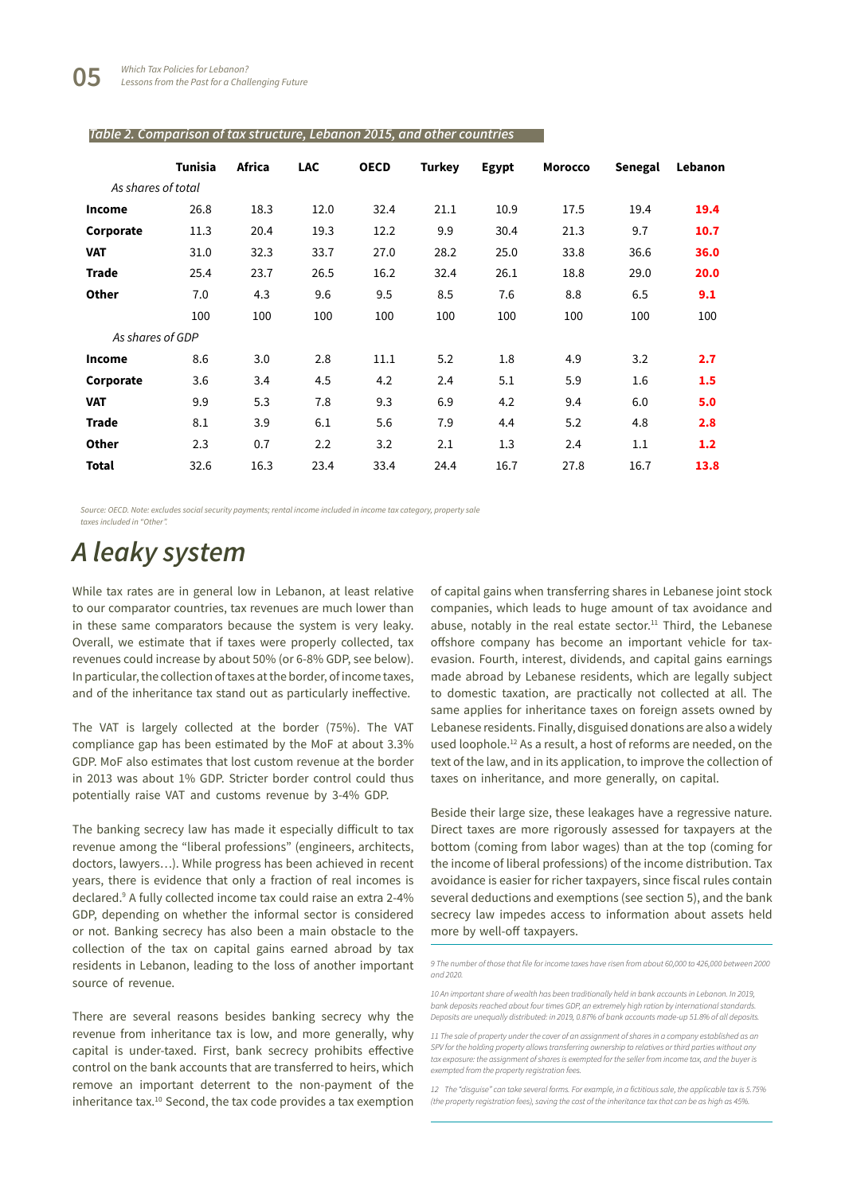*Table 2. Comparison of tax structure, Lebanon 2015, and other countries*

| | Tunisia | Africa | LAC | OECD | Turkey | Egypt | Morocco | Senegal | Lebanon |
|---|---|---|---|---|---|---|---|---|---|
| *As shares of total* | | | | | | | | | |
| **Income** | 26.8 | 18.3 | 12.0 | 32.4 | 21.1 | 10.9 | 17.5 | 19.4 | **19.4** |
| **Corporate** | 11.3 | 20.4 | 19.3 | 12.2 | 9.9 | 30.4 | 21.3 | 9.7 | **10.7** |
| **VAT** | 31.0 | 32.3 | 33.7 | 27.0 | 28.2 | 25.0 | 33.8 | 36.6 | **36.0** |
| **Trade** | 25.4 | 23.7 | 26.5 | 16.2 | 32.4 | 26.1 | 18.8 | 29.0 | **20.0** |
| **Other** | 7.0 | 4.3 | 9.6 | 9.5 | 8.5 | 7.6 | 8.8 | 6.5 | **9.1** |
| | 100 | 100 | 100 | 100 | 100 | 100 | 100 | 100 | 100 |
| *As shares of GDP* | | | | | | | | | |
| **Income** | 8.6 | 3.0 | 2.8 | 11.1 | 5.2 | 1.8 | 4.9 | 3.2 | **2.7** |
| **Corporate** | 3.6 | 3.4 | 4.5 | 4.2 | 2.4 | 5.1 | 5.9 | 1.6 | **1.5** |
| **VAT** | 9.9 | 5.3 | 7.8 | 9.3 | 6.9 | 4.2 | 9.4 | 6.0 | **5.0** |
| **Trade** | 8.1 | 3.9 | 6.1 | 5.6 | 7.9 | 4.4 | 5.2 | 4.8 | **2.8** |
| **Other** | 2.3 | 0.7 | 2.2 | 3.2 | 2.1 | 1.3 | 2.4 | 1.1 | **1.2** |
| **Total** | 32.6 | 16.3 | 23.4 | 33.4 | 24.4 | 16.7 | 27.8 | 16.7 | **13.8** |

*Source: OECD. Note: excludes social security payments; rental income included in income tax category, property sale taxes included in "Other".*

# A leaky system

While tax rates are in general low in Lebanon, at least relative to our comparator countries, tax revenues are much lower than in these same comparators because the system is very leaky. Overall, we estimate that if taxes were properly collected, tax revenues could increase by about 50% (or 6-8% GDP, see below). In particular, the collection of taxes at the border, of income taxes, and of the inheritance tax stand out as particularly ineffective.

The VAT is largely collected at the border (75%). The VAT compliance gap has been estimated by the MoF at about 3.3% GDP. MoF also estimates that lost custom revenue at the border in 2013 was about 1% GDP. Stricter border control could thus potentially raise VAT and customs revenue by 3-4% GDP.

The banking secrecy law has made it especially difficult to tax revenue among the "liberal professions" (engineers, architects, doctors, lawyers…). While progress has been achieved in recent years, there is evidence that only a fraction of real incomes is declared.[9] A fully collected income tax could raise an extra 2-4% GDP, depending on whether the informal sector is considered or not. Banking secrecy has also been a main obstacle to the collection of the tax on capital gains earned abroad by tax residents in Lebanon, leading to the loss of another important source of revenue.

There are several reasons besides banking secrecy why the revenue from inheritance tax is low, and more generally, why capital is under-taxed. First, bank secrecy prohibits effective control on the bank accounts that are transferred to heirs, which remove an important deterrent to the non-payment of the inheritance tax.[10] Second, the tax code provides a tax exemption of capital gains when transferring shares in Lebanese joint stock companies, which leads to huge amount of tax avoidance and abuse, notably in the real estate sector.[11] Third, the Lebanese offshore company has become an important vehicle for tax-evasion. Fourth, interest, dividends, and capital gains earnings made abroad by Lebanese residents, which are legally subject to domestic taxation, are practically not collected at all. The same applies for inheritance taxes on foreign assets owned by Lebanese residents. Finally, disguised donations are also a widely used loophole.[12] As a result, a host of reforms are needed, on the text of the law, and in its application, to improve the collection of taxes on inheritance, and more generally, on capital.

Beside their large size, these leakages have a regressive nature. Direct taxes are more rigorously assessed for taxpayers at the bottom (coming from labor wages) than at the top (coming for the income of liberal professions) of the income distribution. Tax avoidance is easier for richer taxpayers, since fiscal rules contain several deductions and exemptions (see section 5), and the bank secrecy law impedes access to information about assets held more by well-off taxpayers.

*9 The number of those that file for income taxes have risen from about 60,000 to 426,000 between 2000 and 2020.*

*10 An important share of wealth has been traditionally held in bank accounts in Lebanon. In 2019, bank deposits reached about four times GDP, an extremely high ration by international standards. Deposits are unequally distributed: in 2019, 0.87% of bank accounts made-up 51.8% of all deposits.*

*11 The sale of property under the cover of an assignment of shares in a company established as an SPV for the holding property allows transferring ownership to relatives or third parties without any tax exposure: the assignment of shares is exempted for the seller from income tax, and the buyer is exempted from the property registration fees.*

*12 The "disguise" can take several forms. For example, in a fictitious sale, the applicable tax is 5.75% (the property registration fees), saving the cost of the inheritance tax that can be as high as 45%.*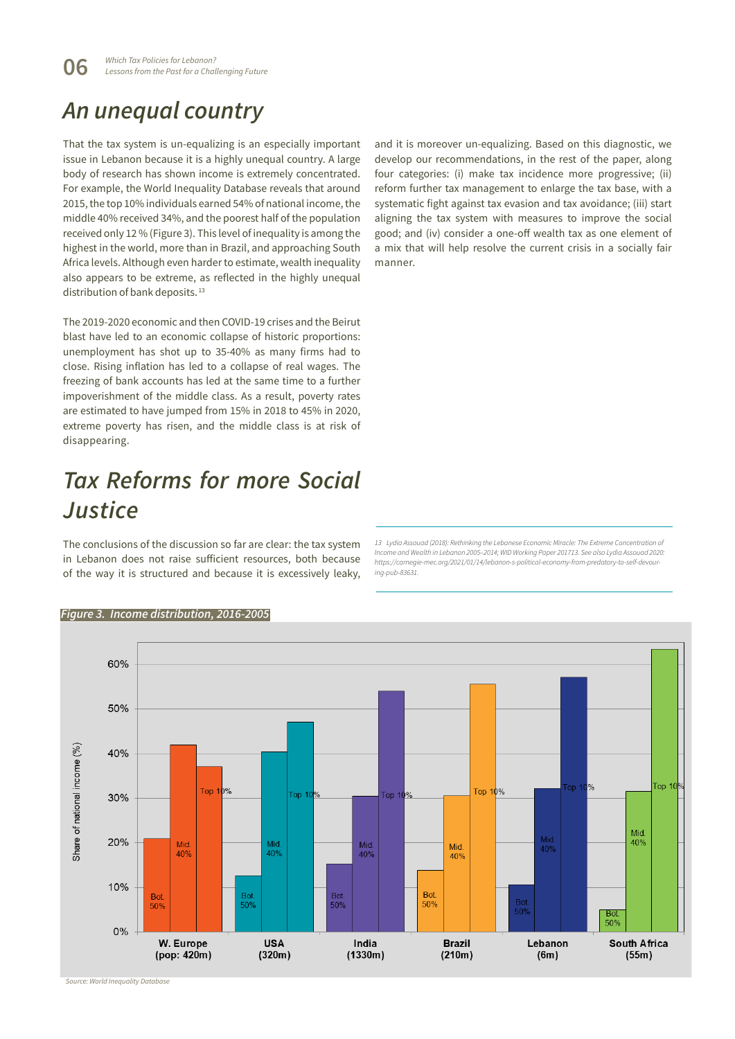# An unequal country

That the tax system is un-equalizing is an especially important issue in Lebanon because it is a highly unequal country. A large body of research has shown income is extremely concentrated. For example, the World Inequality Database reveals that around 2015, the top 10% individuals earned 54% of national income, the middle 40% received 34%, and the poorest half of the population received only 12 % (Figure 3). This level of inequality is among the highest in the world, more than in Brazil, and approaching South Africa levels. Although even harder to estimate, wealth inequality also appears to be extreme, as reflected in the highly unequal distribution of bank deposits.[13]

The 2019-2020 economic and then COVID-19 crises and the Beirut blast have led to an economic collapse of historic proportions: unemployment has shot up to 35-40% as many firms had to close. Rising inflation has led to a collapse of real wages. The freezing of bank accounts has led at the same time to a further impoverishment of the middle class. As a result, poverty rates are estimated to have jumped from 15% in 2018 to 45% in 2020, extreme poverty has risen, and the middle class is at risk of disappearing.

# Tax Reforms for more Social Justice

The conclusions of the discussion so far are clear: the tax system in Lebanon does not raise sufficient resources, both because of the way it is structured and because it is excessively leaky, and it is moreover un-equalizing. Based on this diagnostic, we develop our recommendations, in the rest of the paper, along four categories: (i) make tax incidence more progressive; (ii) reform further tax management to enlarge the tax base, with a systematic fight against tax evasion and tax avoidance; (iii) start aligning the tax system with measures to improve the social good; and (iv) consider a one-off wealth tax as one element of a mix that will help resolve the current crisis in a socially fair manner.

13 Lydia Assouad (2018): Rethinking the Lebanese Economic Miracle: The Extreme Concentration of Income and Wealth in Lebanon 2005–2014; WID Working Paper 201713. See also Lydia Assouad 2020: https://carnegie-mec.org/2021/01/14/lebanon-s-political-economy-from-predatory-to-self-devouring-pub-83631.

*Figure 3. Income distribution, 2016-2005*

Share of national income (%)

60%
50%
40%
30%
20%
10%
0%

Bot. 50%
Mid. 40%
Top 10%

W. Europe (pop: 420m)
USA (320m)
India (1330m)
Brazil (210m)
Lebanon (6m)
South Africa (55m)

*Source: World Inequality Database*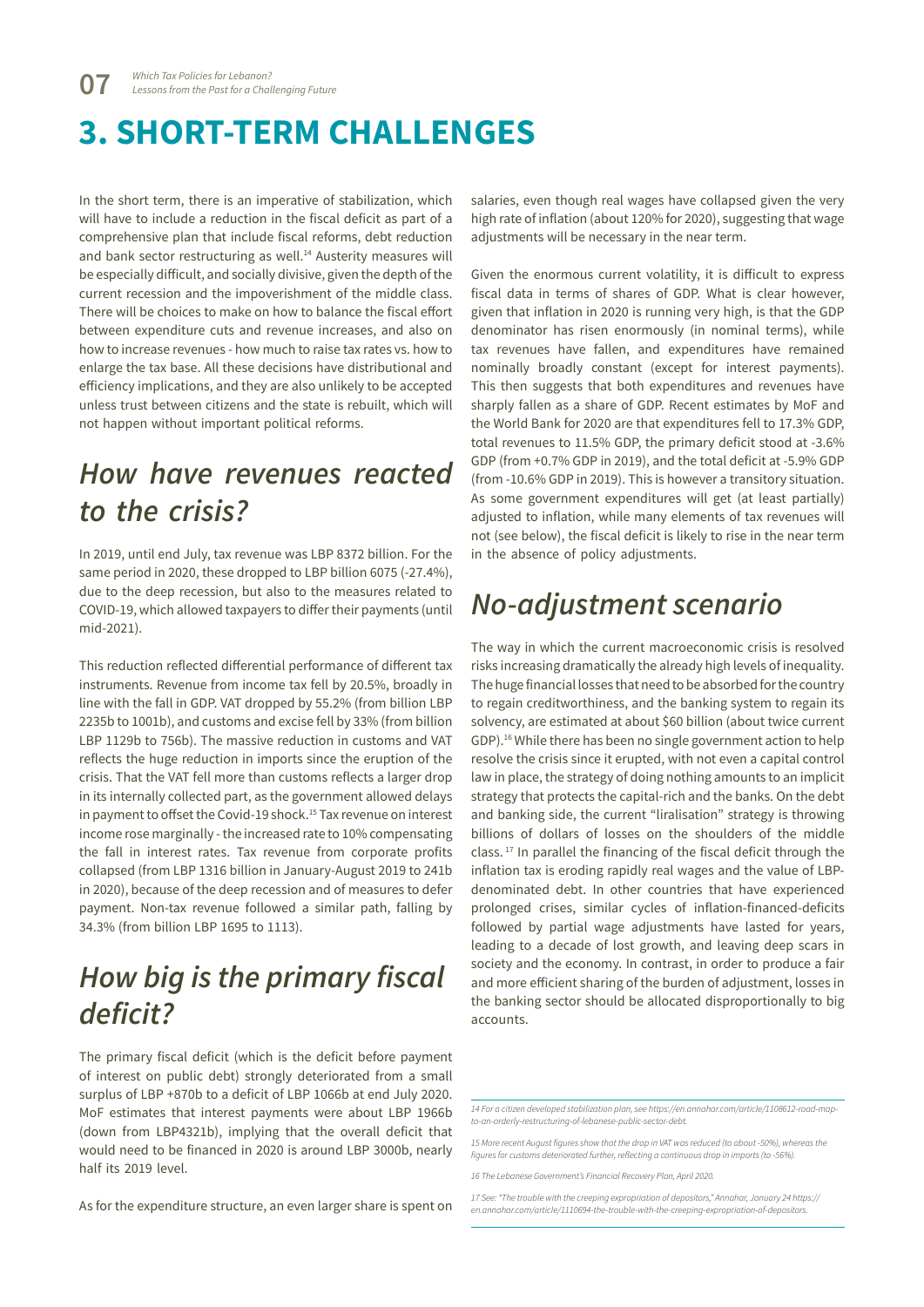# 3. SHORT-TERM CHALLENGES

In the short term, there is an imperative of stabilization, which will have to include a reduction in the fiscal deficit as part of a comprehensive plan that include fiscal reforms, debt reduction and bank sector restructuring as well.[14] Austerity measures will be especially difficult, and socially divisive, given the depth of the current recession and the impoverishment of the middle class. There will be choices to make on how to balance the fiscal effort between expenditure cuts and revenue increases, and also on how to increase revenues - how much to raise tax rates vs. how to enlarge the tax base. All these decisions have distributional and efficiency implications, and they are also unlikely to be accepted unless trust between citizens and the state is rebuilt, which will not happen without important political reforms.

## *How have revenues reacted to the crisis?*

In 2019, until end July, tax revenue was LBP 8372 billion. For the same period in 2020, these dropped to LBP billion 6075 (-27.4%), due to the deep recession, but also to the measures related to COVID-19, which allowed taxpayers to differ their payments (until mid-2021).

This reduction reflected differential performance of different tax instruments. Revenue from income tax fell by 20.5%, broadly in line with the fall in GDP. VAT dropped by 55.2% (from billion LBP 2235b to 1001b), and customs and excise fell by 33% (from billion LBP 1129b to 756b). The massive reduction in customs and VAT reflects the huge reduction in imports since the eruption of the crisis. That the VAT fell more than customs reflects a larger drop in its internally collected part, as the government allowed delays in payment to offset the Covid-19 shock.[15] Tax revenue on interest income rose marginally - the increased rate to 10% compensating the fall in interest rates. Tax revenue from corporate profits collapsed (from LBP 1316 billion in January-August 2019 to 241b in 2020), because of the deep recession and of measures to defer payment. Non-tax revenue followed a similar path, falling by 34.3% (from billion LBP 1695 to 1113).

## *How big is the primary fiscal deficit?*

The primary fiscal deficit (which is the deficit before payment of interest on public debt) strongly deteriorated from a small surplus of LBP +870b to a deficit of LBP 1066b at end July 2020. MoF estimates that interest payments were about LBP 1966b (down from LBP4321b), implying that the overall deficit that would need to be financed in 2020 is around LBP 3000b, nearly half its 2019 level.

As for the expenditure structure, an even larger share is spent on salaries, even though real wages have collapsed given the very high rate of inflation (about 120% for 2020), suggesting that wage adjustments will be necessary in the near term.

Given the enormous current volatility, it is difficult to express fiscal data in terms of shares of GDP. What is clear however, given that inflation in 2020 is running very high, is that the GDP denominator has risen enormously (in nominal terms), while tax revenues have fallen, and expenditures have remained nominally broadly constant (except for interest payments). This then suggests that both expenditures and revenues have sharply fallen as a share of GDP. Recent estimates by MoF and the World Bank for 2020 are that expenditures fell to 17.3% GDP, total revenues to 11.5% GDP, the primary deficit stood at -3.6% GDP (from +0.7% GDP in 2019), and the total deficit at -5.9% GDP (from -10.6% GDP in 2019). This is however a transitory situation. As some government expenditures will get (at least partially) adjusted to inflation, while many elements of tax revenues will not (see below), the fiscal deficit is likely to rise in the near term in the absence of policy adjustments.

## *No-adjustment scenario*

The way in which the current macroeconomic crisis is resolved risks increasing dramatically the already high levels of inequality. The huge financial losses that need to be absorbed for the country to regain creditworthiness, and the banking system to regain its solvency, are estimated at about $60 billion (about twice current GDP).[16] While there has been no single government action to help resolve the crisis since it erupted, with not even a capital control law in place, the strategy of doing nothing amounts to an implicit strategy that protects the capital-rich and the banks. On the debt and banking side, the current "liralisation" strategy is throwing billions of dollars of losses on the shoulders of the middle class.[17] In parallel the financing of the fiscal deficit through the inflation tax is eroding rapidly real wages and the value of LBP-denominated debt. In other countries that have experienced prolonged crises, similar cycles of inflation-financed-deficits followed by partial wage adjustments have lasted for years, leading to a decade of lost growth, and leaving deep scars in society and the economy. In contrast, in order to produce a fair and more efficient sharing of the burden of adjustment, losses in the banking sector should be allocated disproportionally to big accounts.

---

*14 For a citizen developed stabilization plan, see https://en.annahar.com/article/1108612-road-map-to-an-orderly-restructuring-of-lebanese-public-sector-debt.*

*15 More recent August figures show that the drop in VAT was reduced (to about -50%), whereas the figures for customs deteriorated further, reflecting a continuous drop in imports (to -56%).*

*16 The Lebanese Government's Financial Recovery Plan, April 2020.*

*17 See: "The trouble with the creeping expropriation of depositors," Annahar, January 24 https://en.annahar.com/article/1110694-the-trouble-with-the-creeping-expropriation-of-depositors.*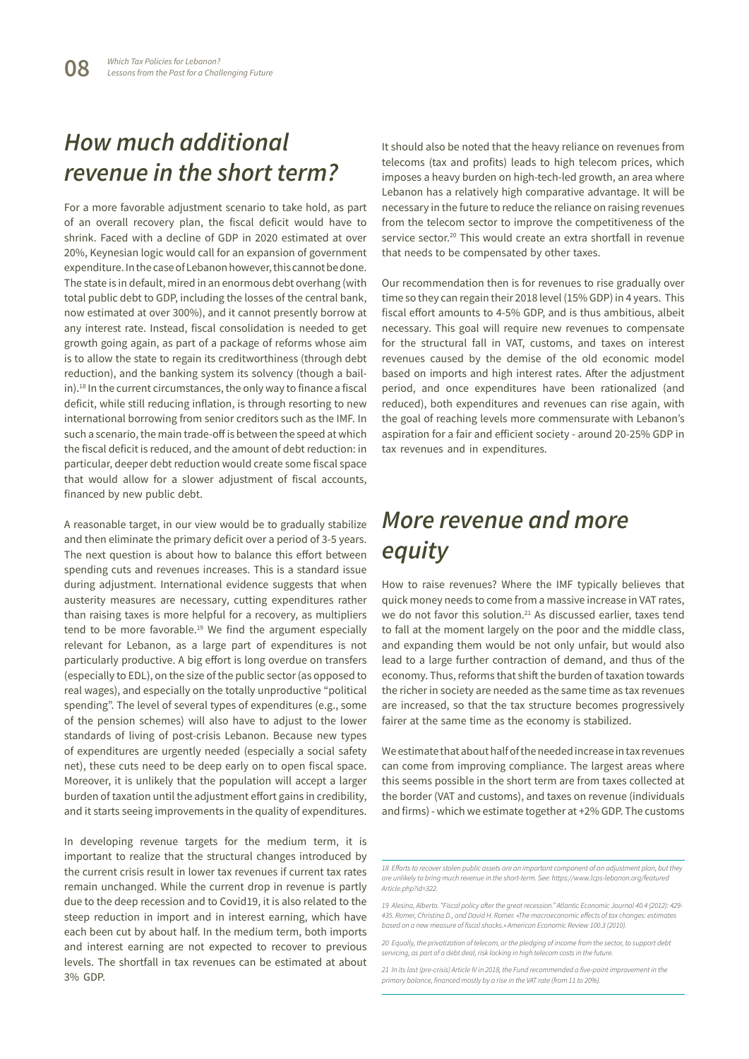## How much additional revenue in the short term?

For a more favorable adjustment scenario to take hold, as part of an overall recovery plan, the fiscal deficit would have to shrink. Faced with a decline of GDP in 2020 estimated at over 20%, Keynesian logic would call for an expansion of government expenditure. In the case of Lebanon however, this cannot be done. The state is in default, mired in an enormous debt overhang (with total public debt to GDP, including the losses of the central bank, now estimated at over 300%), and it cannot presently borrow at any interest rate. Instead, fiscal consolidation is needed to get growth going again, as part of a package of reforms whose aim is to allow the state to regain its creditworthiness (through debt reduction), and the banking system its solvency (though a bail-in).[18] In the current circumstances, the only way to finance a fiscal deficit, while still reducing inflation, is through resorting to new international borrowing from senior creditors such as the IMF. In such a scenario, the main trade-off is between the speed at which the fiscal deficit is reduced, and the amount of debt reduction: in particular, deeper debt reduction would create some fiscal space that would allow for a slower adjustment of fiscal accounts, financed by new public debt.

A reasonable target, in our view would be to gradually stabilize and then eliminate the primary deficit over a period of 3-5 years. The next question is about how to balance this effort between spending cuts and revenues increases. This is a standard issue during adjustment. International evidence suggests that when austerity measures are necessary, cutting expenditures rather than raising taxes is more helpful for a recovery, as multipliers tend to be more favorable.[19] We find the argument especially relevant for Lebanon, as a large part of expenditures is not particularly productive. A big effort is long overdue on transfers (especially to EDL), on the size of the public sector (as opposed to real wages), and especially on the totally unproductive "political spending". The level of several types of expenditures (e.g., some of the pension schemes) will also have to adjust to the lower standards of living of post-crisis Lebanon. Because new types of expenditures are urgently needed (especially a social safety net), these cuts need to be deep early on to open fiscal space. Moreover, it is unlikely that the population will accept a larger burden of taxation until the adjustment effort gains in credibility, and it starts seeing improvements in the quality of expenditures.

In developing revenue targets for the medium term, it is important to realize that the structural changes introduced by the current crisis result in lower tax revenues if current tax rates remain unchanged. While the current drop in revenue is partly due to the deep recession and to Covid19, it is also related to the steep reduction in import and in interest earning, which have each been cut by about half. In the medium term, both imports and interest earning are not expected to recover to previous levels. The shortfall in tax revenues can be estimated at about 3% GDP.

It should also be noted that the heavy reliance on revenues from telecoms (tax and profits) leads to high telecom prices, which imposes a heavy burden on high-tech-led growth, an area where Lebanon has a relatively high comparative advantage. It will be necessary in the future to reduce the reliance on raising revenues from the telecom sector to improve the competitiveness of the service sector.[20] This would create an extra shortfall in revenue that needs to be compensated by other taxes.

Our recommendation then is for revenues to rise gradually over time so they can regain their 2018 level (15% GDP) in 4 years. This fiscal effort amounts to 4-5% GDP, and is thus ambitious, albeit necessary. This goal will require new revenues to compensate for the structural fall in VAT, customs, and taxes on interest revenues caused by the demise of the old economic model based on imports and high interest rates. After the adjustment period, and once expenditures have been rationalized (and reduced), both expenditures and revenues can rise again, with the goal of reaching levels more commensurate with Lebanon's aspiration for a fair and efficient society - around 20-25% GDP in tax revenues and in expenditures.

## More revenue and more equity

How to raise revenues? Where the IMF typically believes that quick money needs to come from a massive increase in VAT rates, we do not favor this solution.[21] As discussed earlier, taxes tend to fall at the moment largely on the poor and the middle class, and expanding them would be not only unfair, but would also lead to a large further contraction of demand, and thus of the economy. Thus, reforms that shift the burden of taxation towards the richer in society are needed as the same time as tax revenues are increased, so that the tax structure becomes progressively fairer at the same time as the economy is stabilized.

We estimate that about half of the needed increase in tax revenues can come from improving compliance. The largest areas where this seems possible in the short term are from taxes collected at the border (VAT and customs), and taxes on revenue (individuals and firms) - which we estimate together at +2% GDP. The customs

---

*18 Efforts to recover stolen public assets are an important component of an adjustment plan, but they are unlikely to bring much revenue in the short-term. See: https://www.lcps-lebanon.org/featured Article.php?id=322.*

*19 Alesina, Alberto. "Fiscal policy after the great recession." Atlantic Economic Journal 40.4 (2012): 429-435. Romer, Christina D., and David H. Romer. «The macroeconomic effects of tax changes: estimates based on a new measure of fiscal shocks.» American Economic Review 100.3 (2010).*

*20 Equally, the privatization of telecom, or the pledging of income from the sector, to support debt servicing, as part of a debt deal, risk locking in high telecom costs in the future.*

*21 In its last (pre-crisis) Article IV in 2018, the Fund recommended a five-point improvement in the primary balance, financed mostly by a rise in the VAT rate (from 11 to 20%).*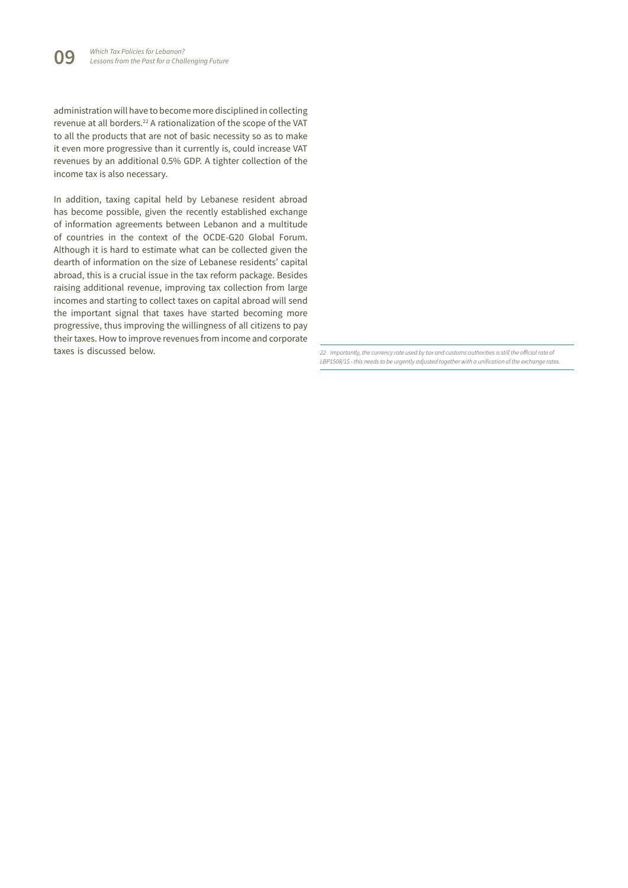administration will have to become more disciplined in collecting revenue at all borders.[22] A rationalization of the scope of the VAT to all the products that are not of basic necessity so as to make it even more progressive than it currently is, could increase VAT revenues by an additional 0.5% GDP. A tighter collection of the income tax is also necessary.

In addition, taxing capital held by Lebanese resident abroad has become possible, given the recently established exchange of information agreements between Lebanon and a multitude of countries in the context of the OCDE-G20 Global Forum. Although it is hard to estimate what can be collected given the dearth of information on the size of Lebanese residents' capital abroad, this is a crucial issue in the tax reform package. Besides raising additional revenue, improving tax collection from large incomes and starting to collect taxes on capital abroad will send the important signal that taxes have started becoming more progressive, thus improving the willingness of all citizens to pay their taxes. How to improve revenues from income and corporate taxes is discussed below.

*22 Importantly, the currency rate used by tax and customs authorities is still the official rate of LBP1508/1$ - this needs to be urgently adjusted together with a unification of the exchange rates.*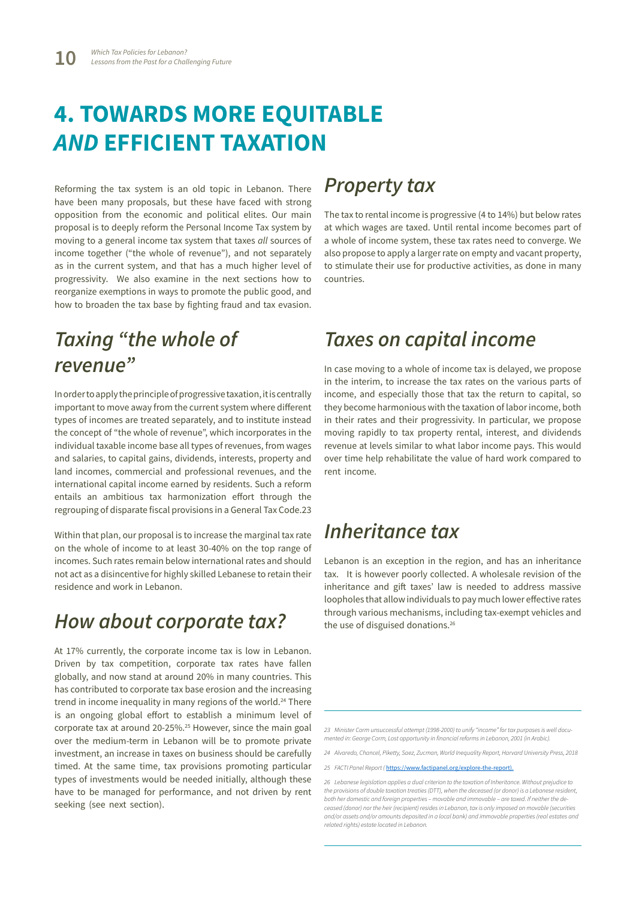# 4. TOWARDS MORE EQUITABLE *AND* EFFICIENT TAXATION

Reforming the tax system is an old topic in Lebanon. There have been many proposals, but these have faced with strong opposition from the economic and political elites. Our main proposal is to deeply reform the Personal Income Tax system by moving to a general income tax system that taxes *all* sources of income together ("the whole of revenue"), and not separately as in the current system, and that has a much higher level of progressivity. We also examine in the next sections how to reorganize exemptions in ways to promote the public good, and how to broaden the tax base by fighting fraud and tax evasion.

## *Taxing "the whole of revenue"*

In order to apply the principle of progressive taxation, it is centrally important to move away from the current system where different types of incomes are treated separately, and to institute instead the concept of "the whole of revenue", which incorporates in the individual taxable income base all types of revenues, from wages and salaries, to capital gains, dividends, interests, property and land incomes, commercial and professional revenues, and the international capital income earned by residents. Such a reform entails an ambitious tax harmonization effort through the regrouping of disparate fiscal provisions in a General Tax Code.23

Within that plan, our proposal is to increase the marginal tax rate on the whole of income to at least 30-40% on the top range of incomes. Such rates remain below international rates and should not act as a disincentive for highly skilled Lebanese to retain their residence and work in Lebanon.

## *How about corporate tax?*

At 17% currently, the corporate income tax is low in Lebanon. Driven by tax competition, corporate tax rates have fallen globally, and now stand at around 20% in many countries. This has contributed to corporate tax base erosion and the increasing trend in income inequality in many regions of the world.[24] There is an ongoing global effort to establish a minimum level of corporate tax at around 20-25%.[25] However, since the main goal over the medium-term in Lebanon will be to promote private investment, an increase in taxes on business should be carefully timed. At the same time, tax provisions promoting particular types of investments would be needed initially, although these have to be managed for performance, and not driven by rent seeking (see next section).

## *Property tax*

The tax to rental income is progressive (4 to 14%) but below rates at which wages are taxed. Until rental income becomes part of a whole of income system, these tax rates need to converge. We also propose to apply a larger rate on empty and vacant property, to stimulate their use for productive activities, as done in many countries.

## *Taxes on capital income*

In case moving to a whole of income tax is delayed, we propose in the interim, to increase the tax rates on the various parts of income, and especially those that tax the return to capital, so they become harmonious with the taxation of labor income, both in their rates and their progressivity. In particular, we propose moving rapidly to tax property rental, interest, and dividends revenue at levels similar to what labor income pays. This would over time help rehabilitate the value of hard work compared to rent income.

## *Inheritance tax*

Lebanon is an exception in the region, and has an inheritance tax. It is however poorly collected. A wholesale revision of the inheritance and gift taxes' law is needed to address massive loopholes that allow individuals to pay much lower effective rates through various mechanisms, including tax-exempt vehicles and the use of disguised donations.[26]

---

*23 Minister Corm unsuccessful attempt (1998-2000) to unify "income" for tax purposes is well documented in: George Corm, Lost opportunity in financial reforms in Lebanon, 2001 (in Arabic).*

*24 Alvaredo, Chancel, Piketty, Saez, Zucman, World Inequality Report, Harvard University Press, 2018*

*25 FACTI Panel Report ( https://www.factipanel.org/explore-the-report).*

*26 Lebanese legislation applies a dual criterion to the taxation of Inheritance. Without prejudice to the provisions of double taxation treaties (DTT), when the deceased (or donor) is a Lebanese resident, both her domestic and foreign properties – movable and immovable – are taxed. If neither the deceased (donor) nor the heir (recipient) resides in Lebanon, tax is only imposed on movable (securities and/or assets and/or amounts deposited in a local bank) and immovable properties (real estates and related rights) estate located in Lebanon.*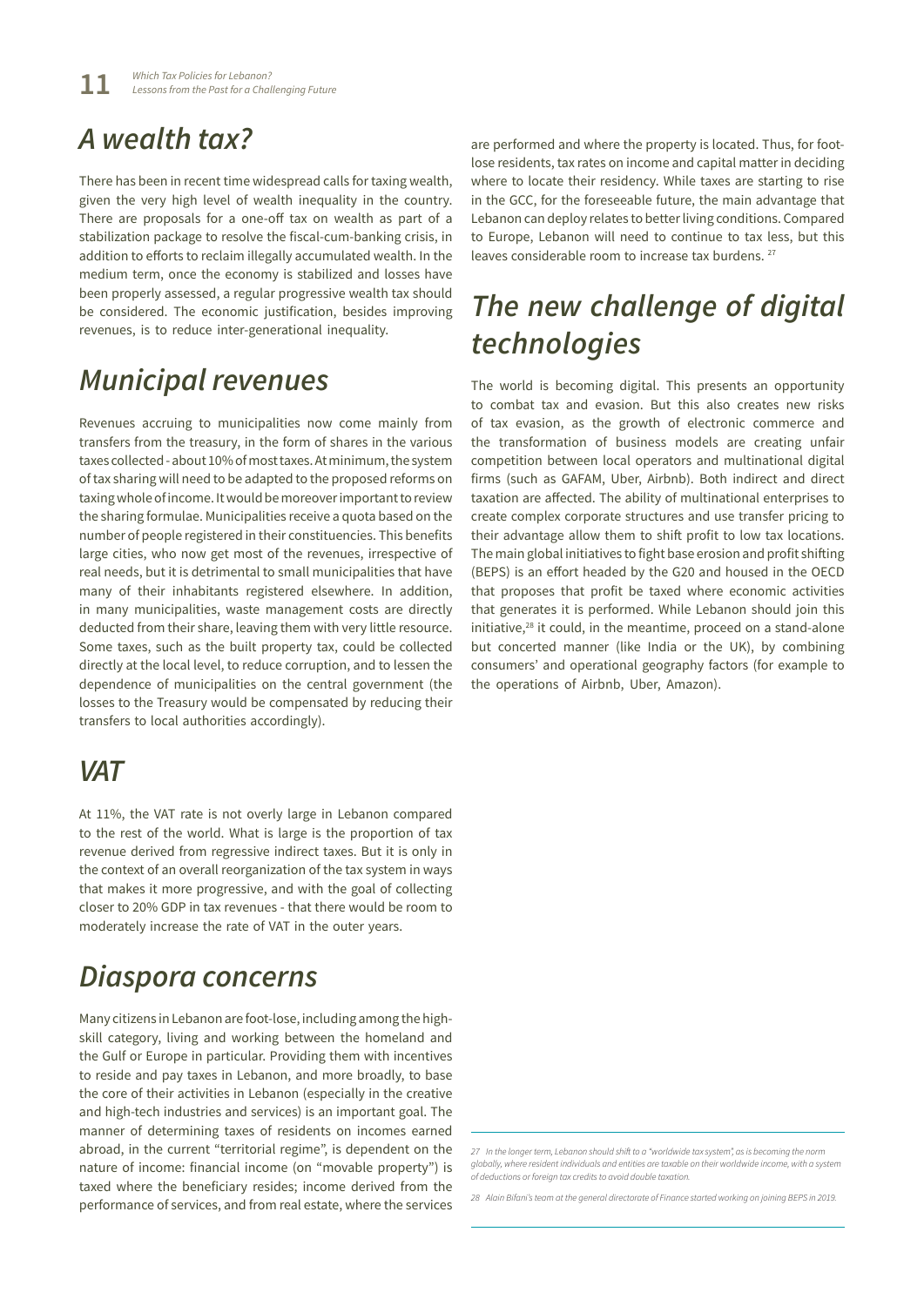## A wealth tax?

There has been in recent time widespread calls for taxing wealth, given the very high level of wealth inequality in the country. There are proposals for a one-off tax on wealth as part of a stabilization package to resolve the fiscal-cum-banking crisis, in addition to efforts to reclaim illegally accumulated wealth. In the medium term, once the economy is stabilized and losses have been properly assessed, a regular progressive wealth tax should be considered. The economic justification, besides improving revenues, is to reduce inter-generational inequality.

## Municipal revenues

Revenues accruing to municipalities now come mainly from transfers from the treasury, in the form of shares in the various taxes collected - about 10% of most taxes. At minimum, the system of tax sharing will need to be adapted to the proposed reforms on taxing whole of income. It would be moreover important to review the sharing formulae. Municipalities receive a quota based on the number of people registered in their constituencies. This benefits large cities, who now get most of the revenues, irrespective of real needs, but it is detrimental to small municipalities that have many of their inhabitants registered elsewhere. In addition, in many municipalities, waste management costs are directly deducted from their share, leaving them with very little resource. Some taxes, such as the built property tax, could be collected directly at the local level, to reduce corruption, and to lessen the dependence of municipalities on the central government (the losses to the Treasury would be compensated by reducing their transfers to local authorities accordingly).

## VAT

At 11%, the VAT rate is not overly large in Lebanon compared to the rest of the world. What is large is the proportion of tax revenue derived from regressive indirect taxes. But it is only in the context of an overall reorganization of the tax system in ways that makes it more progressive, and with the goal of collecting closer to 20% GDP in tax revenues - that there would be room to moderately increase the rate of VAT in the outer years.

## Diaspora concerns

Many citizens in Lebanon are foot-lose, including among the high-skill category, living and working between the homeland and the Gulf or Europe in particular. Providing them with incentives to reside and pay taxes in Lebanon, and more broadly, to base the core of their activities in Lebanon (especially in the creative and high-tech industries and services) is an important goal. The manner of determining taxes of residents on incomes earned abroad, in the current "territorial regime", is dependent on the nature of income: financial income (on "movable property") is taxed where the beneficiary resides; income derived from the performance of services, and from real estate, where the services are performed and where the property is located. Thus, for foot-lose residents, tax rates on income and capital matter in deciding where to locate their residency. While taxes are starting to rise in the GCC, for the foreseeable future, the main advantage that Lebanon can deploy relates to better living conditions. Compared to Europe, Lebanon will need to continue to tax less, but this leaves considerable room to increase tax burdens. [27]

## The new challenge of digital technologies

The world is becoming digital. This presents an opportunity to combat tax and evasion. But this also creates new risks of tax evasion, as the growth of electronic commerce and the transformation of business models are creating unfair competition between local operators and multinational digital firms (such as GAFAM, Uber, Airbnb). Both indirect and direct taxation are affected. The ability of multinational enterprises to create complex corporate structures and use transfer pricing to their advantage allow them to shift profit to low tax locations. The main global initiatives to fight base erosion and profit shifting (BEPS) is an effort headed by the G20 and housed in the OECD that proposes that profit be taxed where economic activities that generates it is performed. While Lebanon should join this initiative,[28] it could, in the meantime, proceed on a stand-alone but concerted manner (like India or the UK), by combining consumers' and operational geography factors (for example to the operations of Airbnb, Uber, Amazon).

*27 In the longer term, Lebanon should shift to a "worldwide tax system", as is becoming the norm globally, where resident individuals and entities are taxable on their worldwide income, with a system of deductions or foreign tax credits to avoid double taxation.*

*28 Alain Bifani's team at the general directorate of Finance started working on joining BEPS in 2019.*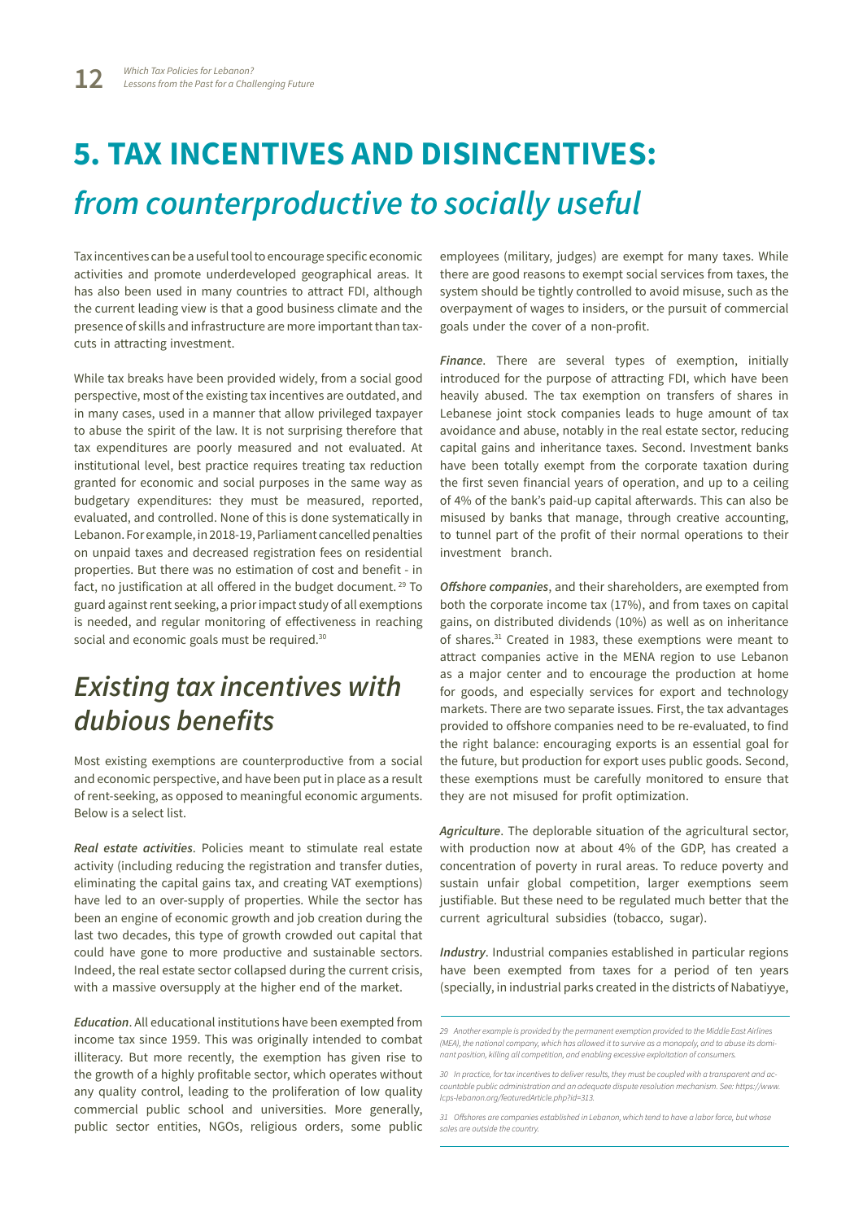# 5. TAX INCENTIVES AND DISINCENTIVES: *from counterproductive to socially useful*

Tax incentives can be a useful tool to encourage specific economic activities and promote underdeveloped geographical areas. It has also been used in many countries to attract FDI, although the current leading view is that a good business climate and the presence of skills and infrastructure are more important than tax-cuts in attracting investment.

While tax breaks have been provided widely, from a social good perspective, most of the existing tax incentives are outdated, and in many cases, used in a manner that allow privileged taxpayer to abuse the spirit of the law. It is not surprising therefore that tax expenditures are poorly measured and not evaluated. At institutional level, best practice requires treating tax reduction granted for economic and social purposes in the same way as budgetary expenditures: they must be measured, reported, evaluated, and controlled. None of this is done systematically in Lebanon. For example, in 2018-19, Parliament cancelled penalties on unpaid taxes and decreased registration fees on residential properties. But there was no estimation of cost and benefit - in fact, no justification at all offered in the budget document. [29] To guard against rent seeking, a prior impact study of all exemptions is needed, and regular monitoring of effectiveness in reaching social and economic goals must be required.[30]

## *Existing tax incentives with dubious benefits*

Most existing exemptions are counterproductive from a social and economic perspective, and have been put in place as a result of rent-seeking, as opposed to meaningful economic arguments. Below is a select list.

***Real estate activities***. Policies meant to stimulate real estate activity (including reducing the registration and transfer duties, eliminating the capital gains tax, and creating VAT exemptions) have led to an over-supply of properties. While the sector has been an engine of economic growth and job creation during the last two decades, this type of growth crowded out capital that could have gone to more productive and sustainable sectors. Indeed, the real estate sector collapsed during the current crisis, with a massive oversupply at the higher end of the market.

***Education***. All educational institutions have been exempted from income tax since 1959. This was originally intended to combat illiteracy. But more recently, the exemption has given rise to the growth of a highly profitable sector, which operates without any quality control, leading to the proliferation of low quality commercial public school and universities. More generally, public sector entities, NGOs, religious orders, some public employees (military, judges) are exempt for many taxes. While there are good reasons to exempt social services from taxes, the system should be tightly controlled to avoid misuse, such as the overpayment of wages to insiders, or the pursuit of commercial goals under the cover of a non-profit.

***Finance***. There are several types of exemption, initially introduced for the purpose of attracting FDI, which have been heavily abused. The tax exemption on transfers of shares in Lebanese joint stock companies leads to huge amount of tax avoidance and abuse, notably in the real estate sector, reducing capital gains and inheritance taxes. Second. Investment banks have been totally exempt from the corporate taxation during the first seven financial years of operation, and up to a ceiling of 4% of the bank's paid-up capital afterwards. This can also be misused by banks that manage, through creative accounting, to tunnel part of the profit of their normal operations to their investment branch.

***Offshore companies***, and their shareholders, are exempted from both the corporate income tax (17%), and from taxes on capital gains, on distributed dividends (10%) as well as on inheritance of shares.[31] Created in 1983, these exemptions were meant to attract companies active in the MENA region to use Lebanon as a major center and to encourage the production at home for goods, and especially services for export and technology markets. There are two separate issues. First, the tax advantages provided to offshore companies need to be re-evaluated, to find the right balance: encouraging exports is an essential goal for the future, but production for export uses public goods. Second, these exemptions must be carefully monitored to ensure that they are not misused for profit optimization.

***Agriculture***. The deplorable situation of the agricultural sector, with production now at about 4% of the GDP, has created a concentration of poverty in rural areas. To reduce poverty and sustain unfair global competition, larger exemptions seem justifiable. But these need to be regulated much better that the current agricultural subsidies (tobacco, sugar).

***Industry***. Industrial companies established in particular regions have been exempted from taxes for a period of ten years (specially, in industrial parks created in the districts of Nabatiyye,

---

*29 Another example is provided by the permanent exemption provided to the Middle East Airlines (MEA), the national company, which has allowed it to survive as a monopoly, and to abuse its dominant position, killing all competition, and enabling excessive exploitation of consumers.*

*30 In practice, for tax incentives to deliver results, they must be coupled with a transparent and accountable public administration and an adequate dispute resolution mechanism. See: https://www.lcps-lebanon.org/featuredArticle.php?id=313.*

*31 Offshores are companies established in Lebanon, which tend to have a labor force, but whose sales are outside the country.*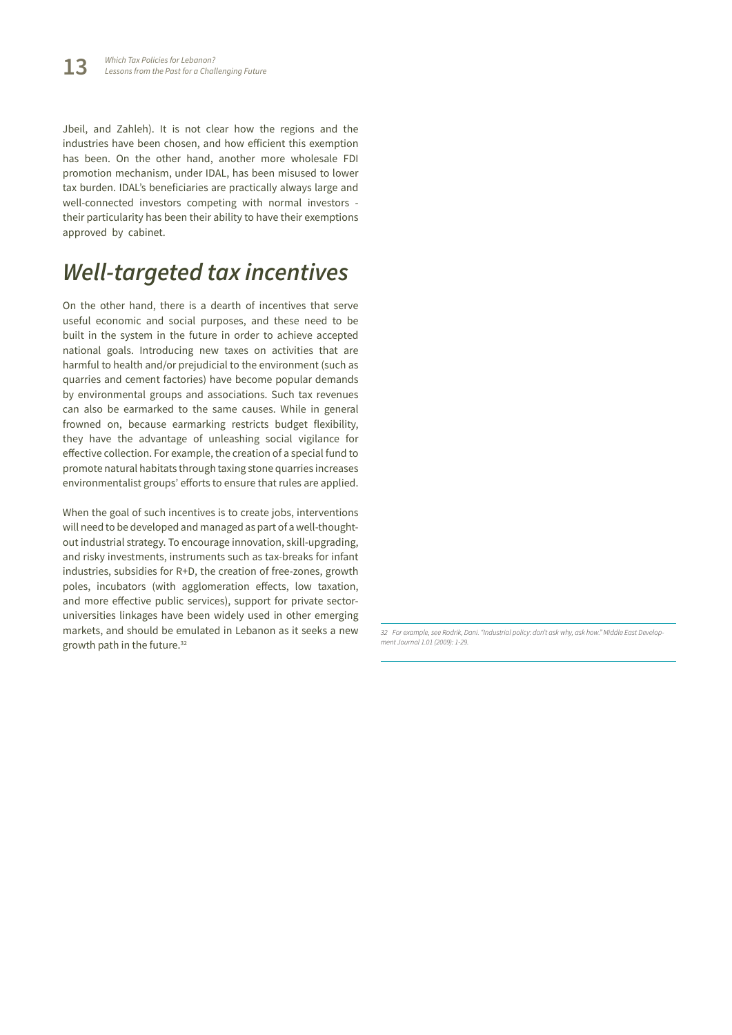Jbeil, and Zahleh). It is not clear how the regions and the industries have been chosen, and how efficient this exemption has been. On the other hand, another more wholesale FDI promotion mechanism, under IDAL, has been misused to lower tax burden. IDAL's beneficiaries are practically always large and well-connected investors competing with normal investors - their particularity has been their ability to have their exemptions approved by cabinet.

## *Well-targeted tax incentives*

On the other hand, there is a dearth of incentives that serve useful economic and social purposes, and these need to be built in the system in the future in order to achieve accepted national goals. Introducing new taxes on activities that are harmful to health and/or prejudicial to the environment (such as quarries and cement factories) have become popular demands by environmental groups and associations. Such tax revenues can also be earmarked to the same causes. While in general frowned on, because earmarking restricts budget flexibility, they have the advantage of unleashing social vigilance for effective collection. For example, the creation of a special fund to promote natural habitats through taxing stone quarries increases environmentalist groups' efforts to ensure that rules are applied.

When the goal of such incentives is to create jobs, interventions will need to be developed and managed as part of a well-thought-out industrial strategy. To encourage innovation, skill-upgrading, and risky investments, instruments such as tax-breaks for infant industries, subsidies for R+D, the creation of free-zones, growth poles, incubators (with agglomeration effects, low taxation, and more effective public services), support for private sector-universities linkages have been widely used in other emerging markets, and should be emulated in Lebanon as it seeks a new growth path in the future.[32]

*32 For example, see Rodrik, Dani. "Industrial policy: don't ask why, ask how." Middle East Development Journal 1.01 (2009): 1-29.*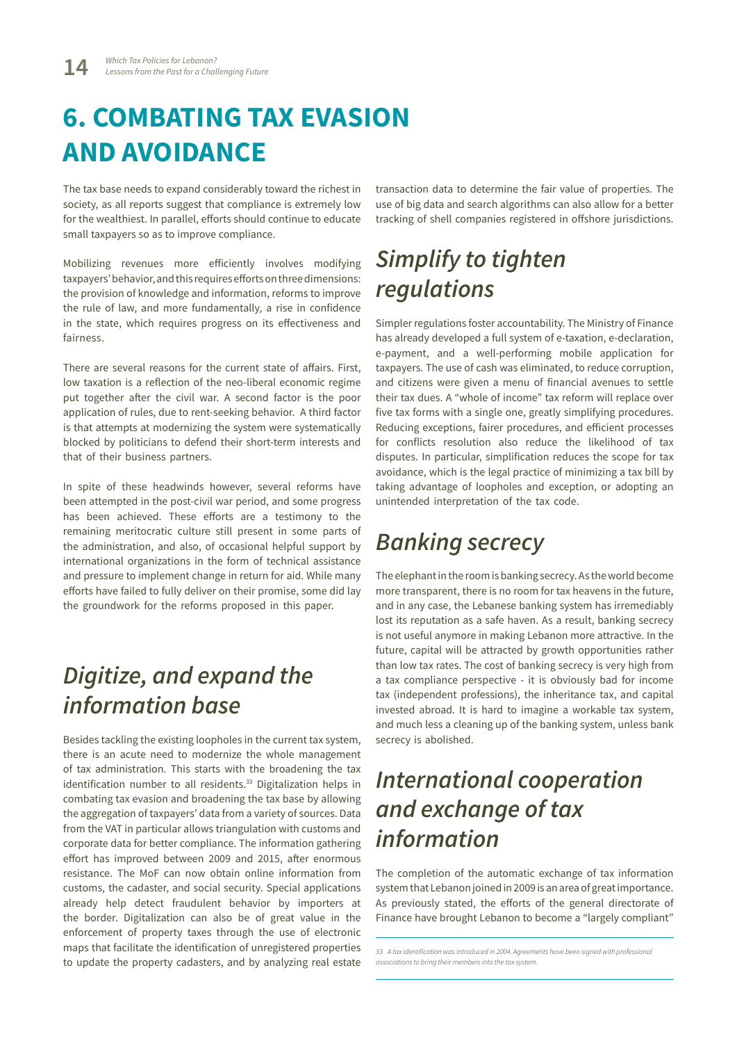# 6. COMBATING TAX EVASION AND AVOIDANCE

The tax base needs to expand considerably toward the richest in society, as all reports suggest that compliance is extremely low for the wealthiest. In parallel, efforts should continue to educate small taxpayers so as to improve compliance.

Mobilizing revenues more efficiently involves modifying taxpayers' behavior, and this requires efforts on three dimensions: the provision of knowledge and information, reforms to improve the rule of law, and more fundamentally, a rise in confidence in the state, which requires progress on its effectiveness and fairness.

There are several reasons for the current state of affairs. First, low taxation is a reflection of the neo-liberal economic regime put together after the civil war. A second factor is the poor application of rules, due to rent-seeking behavior. A third factor is that attempts at modernizing the system were systematically blocked by politicians to defend their short-term interests and that of their business partners.

In spite of these headwinds however, several reforms have been attempted in the post-civil war period, and some progress has been achieved. These efforts are a testimony to the remaining meritocratic culture still present in some parts of the administration, and also, of occasional helpful support by international organizations in the form of technical assistance and pressure to implement change in return for aid. While many efforts have failed to fully deliver on their promise, some did lay the groundwork for the reforms proposed in this paper.

## *Digitize, and expand the information base*

Besides tackling the existing loopholes in the current tax system, there is an acute need to modernize the whole management of tax administration. This starts with the broadening the tax identification number to all residents.[33] Digitalization helps in combating tax evasion and broadening the tax base by allowing the aggregation of taxpayers' data from a variety of sources. Data from the VAT in particular allows triangulation with customs and corporate data for better compliance. The information gathering effort has improved between 2009 and 2015, after enormous resistance. The MoF can now obtain online information from customs, the cadaster, and social security. Special applications already help detect fraudulent behavior by importers at the border. Digitalization can also be of great value in the enforcement of property taxes through the use of electronic maps that facilitate the identification of unregistered properties to update the property cadasters, and by analyzing real estate transaction data to determine the fair value of properties. The use of big data and search algorithms can also allow for a better tracking of shell companies registered in offshore jurisdictions.

## *Simplify to tighten regulations*

Simpler regulations foster accountability. The Ministry of Finance has already developed a full system of e-taxation, e-declaration, e-payment, and a well-performing mobile application for taxpayers. The use of cash was eliminated, to reduce corruption, and citizens were given a menu of financial avenues to settle their tax dues. A "whole of income" tax reform will replace over five tax forms with a single one, greatly simplifying procedures. Reducing exceptions, fairer procedures, and efficient processes for conflicts resolution also reduce the likelihood of tax disputes. In particular, simplification reduces the scope for tax avoidance, which is the legal practice of minimizing a tax bill by taking advantage of loopholes and exception, or adopting an unintended interpretation of the tax code.

## *Banking secrecy*

The elephant in the room is banking secrecy. As the world become more transparent, there is no room for tax heavens in the future, and in any case, the Lebanese banking system has irremediably lost its reputation as a safe haven. As a result, banking secrecy is not useful anymore in making Lebanon more attractive. In the future, capital will be attracted by growth opportunities rather than low tax rates. The cost of banking secrecy is very high from a tax compliance perspective - it is obviously bad for income tax (independent professions), the inheritance tax, and capital invested abroad. It is hard to imagine a workable tax system, and much less a cleaning up of the banking system, unless bank secrecy is abolished.

## *International cooperation and exchange of tax information*

The completion of the automatic exchange of tax information system that Lebanon joined in 2009 is an area of great importance. As previously stated, the efforts of the general directorate of Finance have brought Lebanon to become a "largely compliant"

33 A tax identification was introduced in 2004. Agreements have been signed with professional associations to bring their members into the tax system.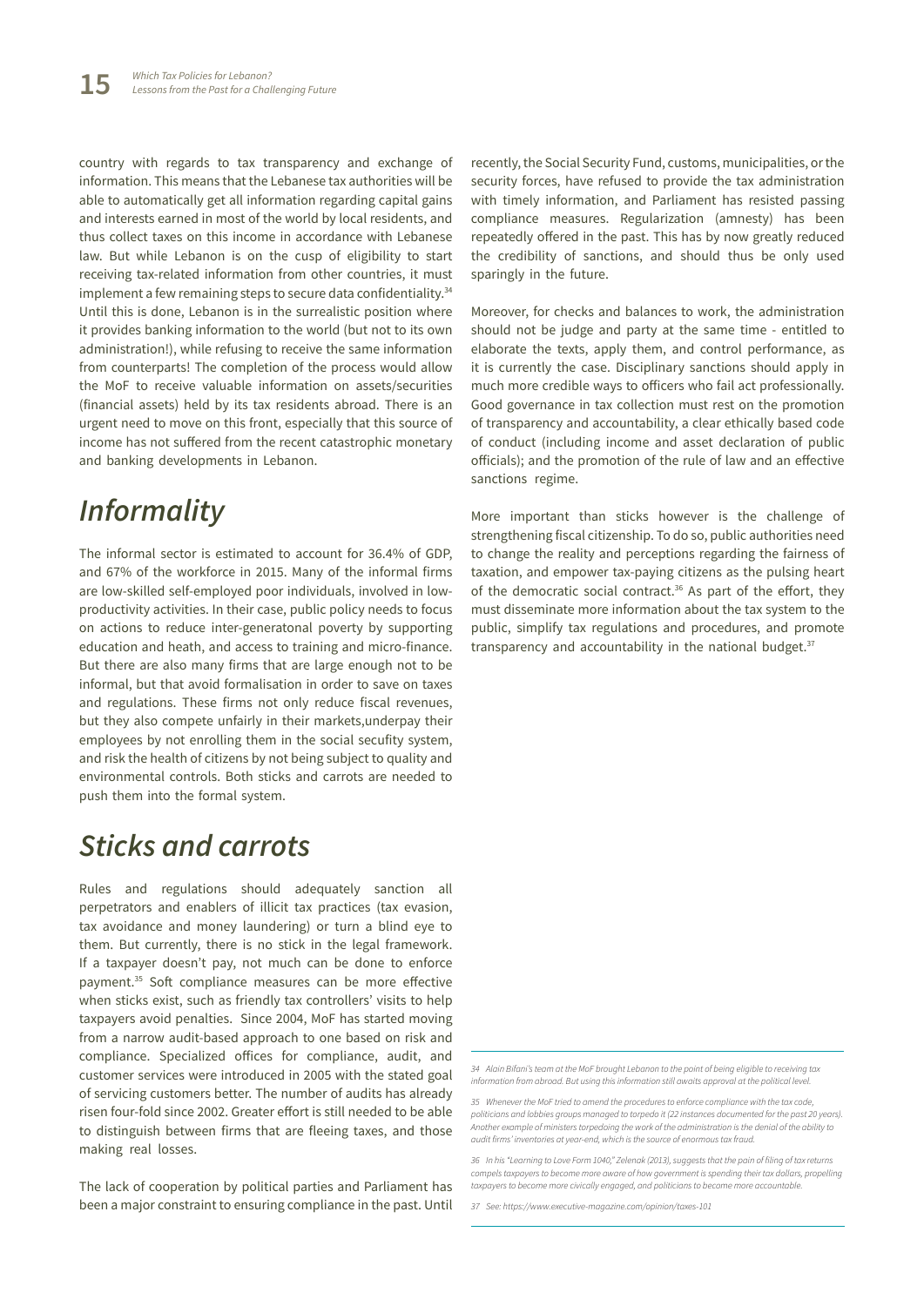country with regards to tax transparency and exchange of information. This means that the Lebanese tax authorities will be able to automatically get all information regarding capital gains and interests earned in most of the world by local residents, and thus collect taxes on this income in accordance with Lebanese law. But while Lebanon is on the cusp of eligibility to start receiving tax-related information from other countries, it must implement a few remaining steps to secure data confidentiality.[34] Until this is done, Lebanon is in the surrealistic position where it provides banking information to the world (but not to its own administration!), while refusing to receive the same information from counterparts! The completion of the process would allow the MoF to receive valuable information on assets/securities (financial assets) held by its tax residents abroad. There is an urgent need to move on this front, especially that this source of income has not suffered from the recent catastrophic monetary and banking developments in Lebanon.

## *Informality*

The informal sector is estimated to account for 36.4% of GDP, and 67% of the workforce in 2015. Many of the informal firms are low-skilled self-employed poor individuals, involved in low-productivity activities. In their case, public policy needs to focus on actions to reduce inter-generatonal poverty by supporting education and heath, and access to training and micro-finance. But there are also many firms that are large enough not to be informal, but that avoid formalisation in order to save on taxes and regulations. These firms not only reduce fiscal revenues, but they also compete unfairly in their markets,underpay their employees by not enrolling them in the social secufity system, and risk the health of citizens by not being subject to quality and environmental controls. Both sticks and carrots are needed to push them into the formal system.

## *Sticks and carrots*

Rules and regulations should adequately sanction all perpetrators and enablers of illicit tax practices (tax evasion, tax avoidance and money laundering) or turn a blind eye to them. But currently, there is no stick in the legal framework. If a taxpayer doesn't pay, not much can be done to enforce payment.[35] Soft compliance measures can be more effective when sticks exist, such as friendly tax controllers' visits to help taxpayers avoid penalties. Since 2004, MoF has started moving from a narrow audit-based approach to one based on risk and compliance. Specialized offices for compliance, audit, and customer services were introduced in 2005 with the stated goal of servicing customers better. The number of audits has already risen four-fold since 2002. Greater effort is still needed to be able to distinguish between firms that are fleeing taxes, and those making real losses.

The lack of cooperation by political parties and Parliament has been a major constraint to ensuring compliance in the past. Until recently, the Social Security Fund, customs, municipalities, or the security forces, have refused to provide the tax administration with timely information, and Parliament has resisted passing compliance measures. Regularization (amnesty) has been repeatedly offered in the past. This has by now greatly reduced the credibility of sanctions, and should thus be only used sparingly in the future.

Moreover, for checks and balances to work, the administration should not be judge and party at the same time - entitled to elaborate the texts, apply them, and control performance, as it is currently the case. Disciplinary sanctions should apply in much more credible ways to officers who fail act professionally. Good governance in tax collection must rest on the promotion of transparency and accountability, a clear ethically based code of conduct (including income and asset declaration of public officials); and the promotion of the rule of law and an effective sanctions regime.

More important than sticks however is the challenge of strengthening fiscal citizenship. To do so, public authorities need to change the reality and perceptions regarding the fairness of taxation, and empower tax-paying citizens as the pulsing heart of the democratic social contract.[36] As part of the effort, they must disseminate more information about the tax system to the public, simplify tax regulations and procedures, and promote transparency and accountability in the national budget.[37]

---

*34 Alain Bifani's team at the MoF brought Lebanon to the point of being eligible to receiving tax information from abroad. But using this information still awaits approval at the political level.*

*35 Whenever the MoF tried to amend the procedures to enforce compliance with the tax code, politicians and lobbies groups managed to torpedo it (22 instances documented for the past 20 years). Another example of ministers torpedoing the work of the administration is the denial of the ability to audit firms' inventories at year-end, which is the source of enormous tax fraud.*

*36 In his "Learning to Love Form 1040," Zelenak (2013), suggests that the pain of filing of tax returns compels taxpayers to become more aware of how government is spending their tax dollars, propelling taxpayers to become more civically engaged, and politicians to become more accountable.*

*37 See: https://www.executive-magazine.com/opinion/taxes-101*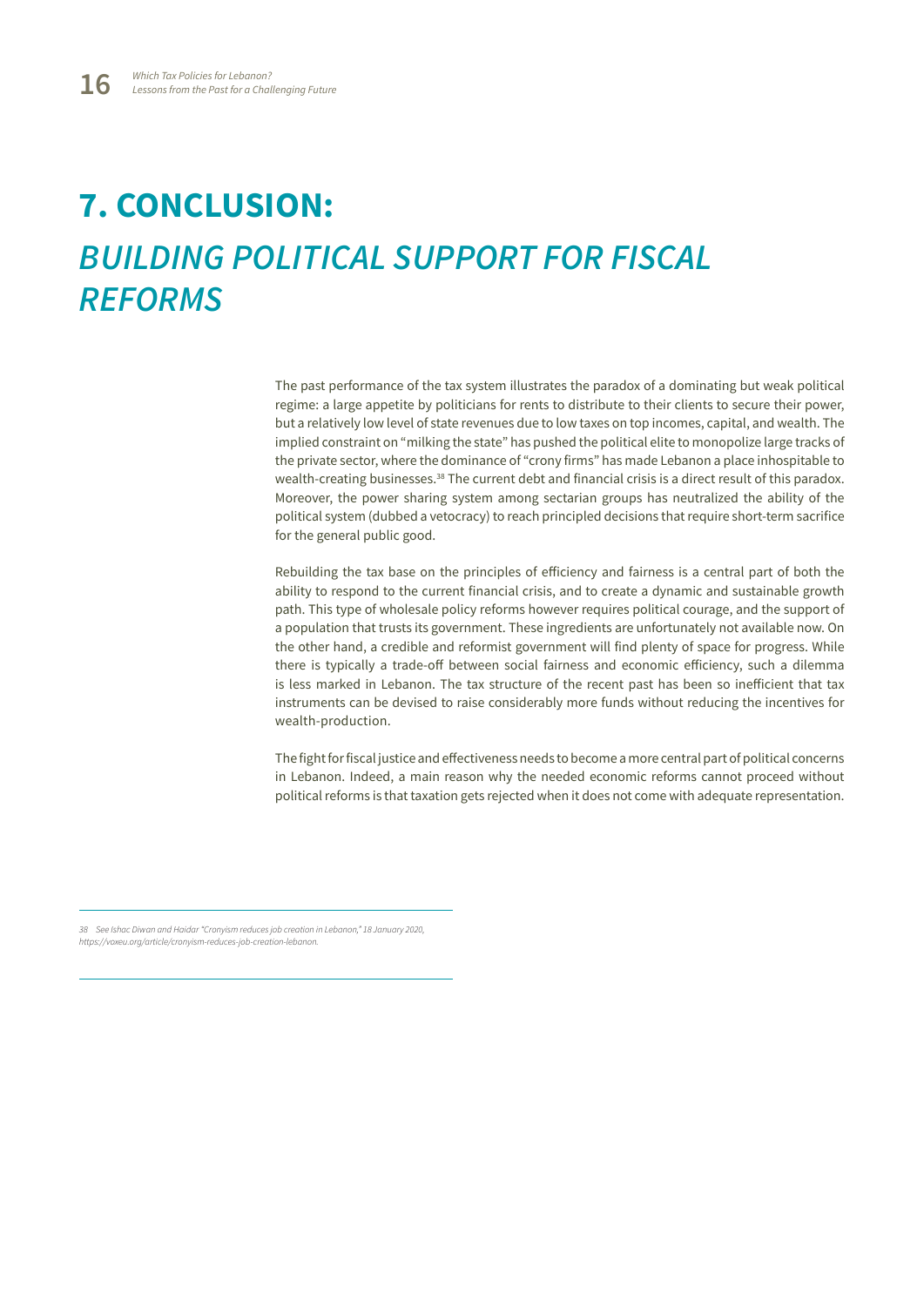# 7. CONCLUSION:
## *BUILDING POLITICAL SUPPORT FOR FISCAL REFORMS*

The past performance of the tax system illustrates the paradox of a dominating but weak political regime: a large appetite by politicians for rents to distribute to their clients to secure their power, but a relatively low level of state revenues due to low taxes on top incomes, capital, and wealth. The implied constraint on "milking the state" has pushed the political elite to monopolize large tracks of the private sector, where the dominance of "crony firms" has made Lebanon a place inhospitable to wealth-creating businesses.[38] The current debt and financial crisis is a direct result of this paradox. Moreover, the power sharing system among sectarian groups has neutralized the ability of the political system (dubbed a vetocracy) to reach principled decisions that require short-term sacrifice for the general public good.

Rebuilding the tax base on the principles of efficiency and fairness is a central part of both the ability to respond to the current financial crisis, and to create a dynamic and sustainable growth path. This type of wholesale policy reforms however requires political courage, and the support of a population that trusts its government. These ingredients are unfortunately not available now. On the other hand, a credible and reformist government will find plenty of space for progress. While there is typically a trade-off between social fairness and economic efficiency, such a dilemma is less marked in Lebanon. The tax structure of the recent past has been so inefficient that tax instruments can be devised to raise considerably more funds without reducing the incentives for wealth-production.

The fight for fiscal justice and effectiveness needs to become a more central part of political concerns in Lebanon. Indeed, a main reason why the needed economic reforms cannot proceed without political reforms is that taxation gets rejected when it does not come with adequate representation.

---

*38 See Ishac Diwan and Haidar "Cronyism reduces job creation in Lebanon," 18 January 2020, https://voxeu.org/article/cronyism-reduces-job-creation-lebanon.*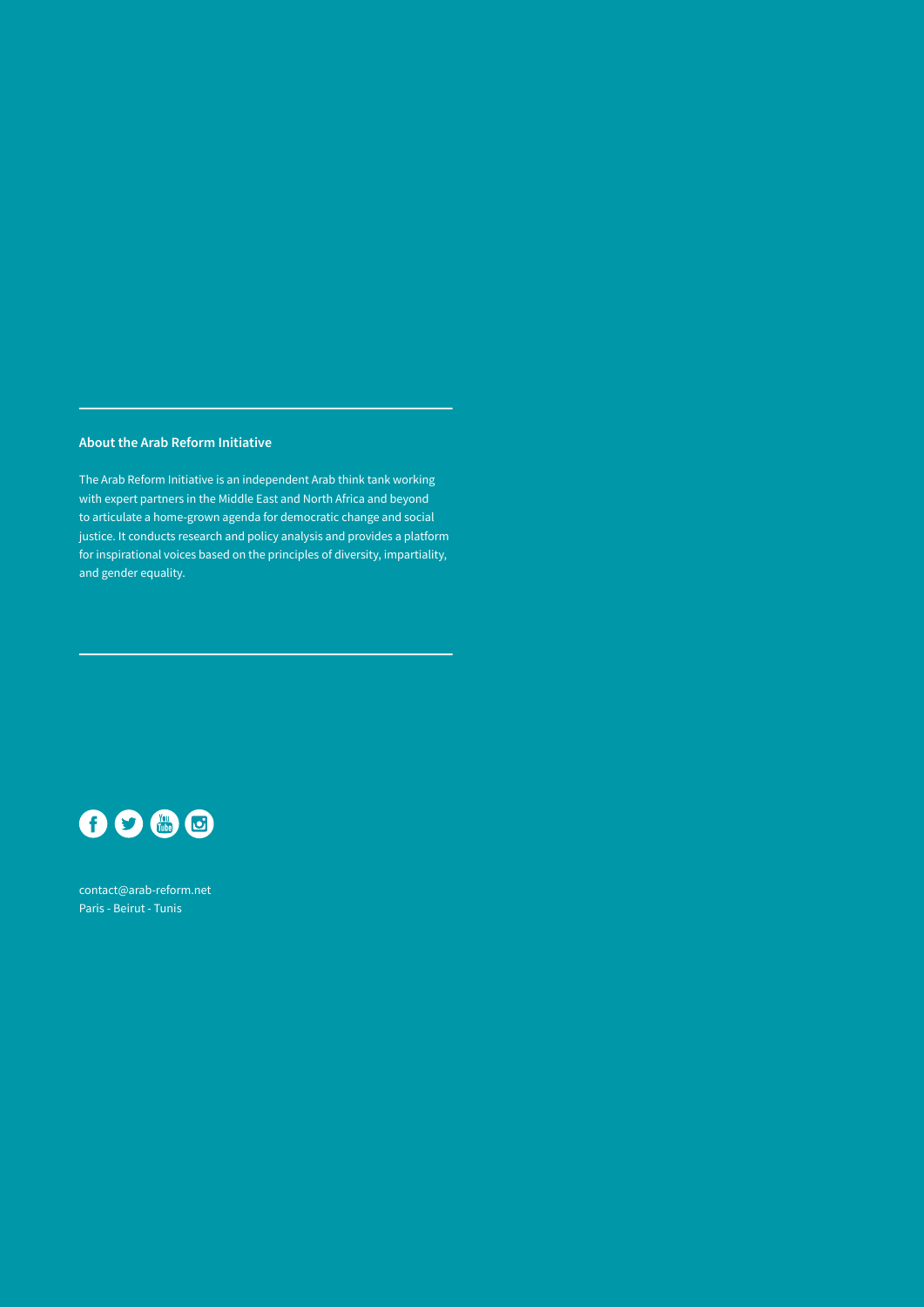**About the Arab Reform Initiative**

The Arab Reform Initiative is an independent Arab think tank working with expert partners in the Middle East and North Africa and beyond to articulate a home-grown agenda for democratic change and social justice. It conducts research and policy analysis and provides a platform for inspirational voices based on the principles of diversity, impartiality, and gender equality.

contact@arab-reform.net
Paris - Beirut - Tunis